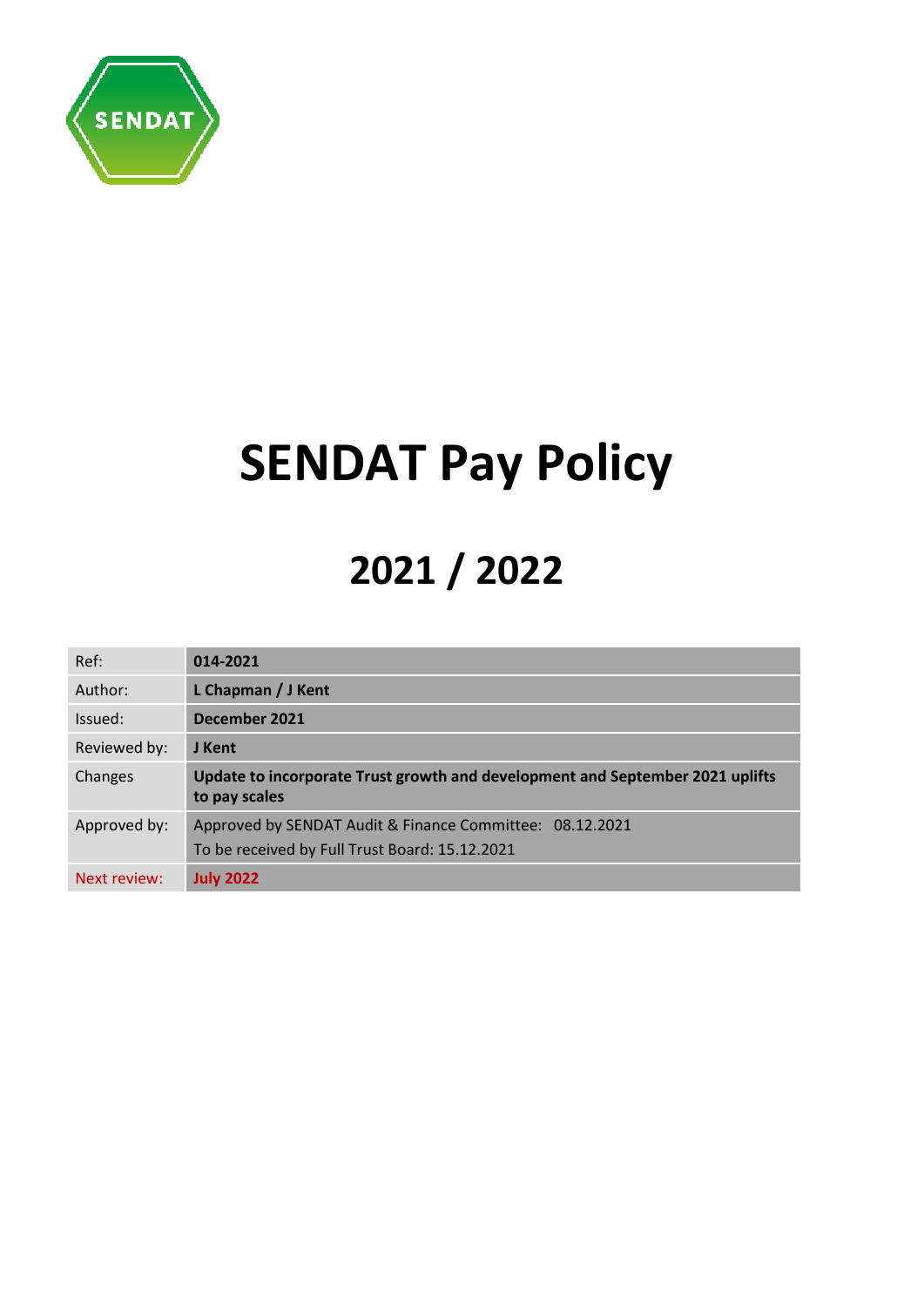# SENDAT Pay Policy

# 2021 / 2022

| Ref: | **014-2021** |
|---|---|
| Author: | **L Chapman / J Kent** |
| Issued: | **December 2021** |
| Reviewed by: | **J Kent** |
| Changes | **Update to incorporate Trust growth and development and September 2021 uplifts to pay scales** |
| Approved by: | Approved by SENDAT Audit & Finance Committee: 08.12.2021<br>To be received by Full Trust Board: 15.12.2021 |
| Next review: | **July 2022** |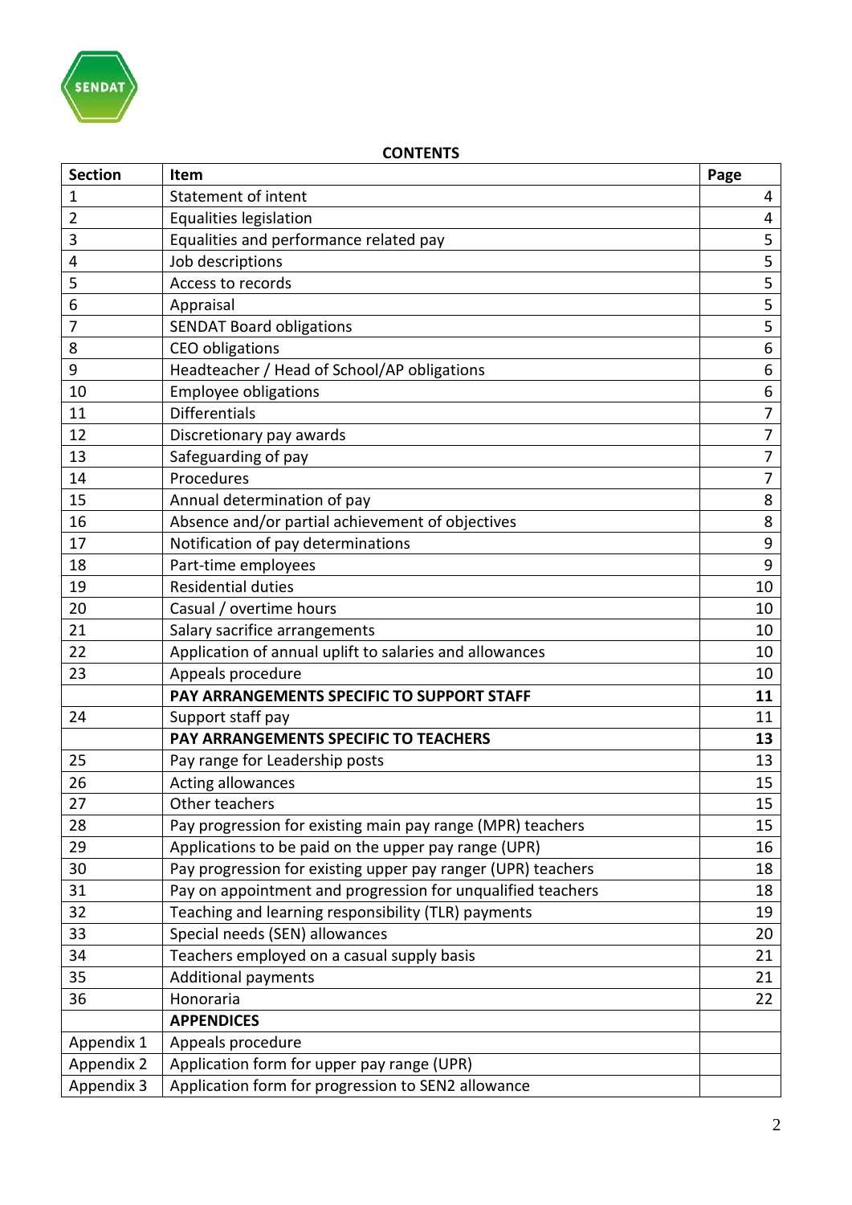**CONTENTS**

| Section | Item | Page |
|---|---|---|
| 1 | Statement of intent | 4 |
| 2 | Equalities legislation | 4 |
| 3 | Equalities and performance related pay | 5 |
| 4 | Job descriptions | 5 |
| 5 | Access to records | 5 |
| 6 | Appraisal | 5 |
| 7 | SENDAT Board obligations | 5 |
| 8 | CEO obligations | 6 |
| 9 | Headteacher / Head of School/AP obligations | 6 |
| 10 | Employee obligations | 6 |
| 11 | Differentials | 7 |
| 12 | Discretionary pay awards | 7 |
| 13 | Safeguarding of pay | 7 |
| 14 | Procedures | 7 |
| 15 | Annual determination of pay | 8 |
| 16 | Absence and/or partial achievement of objectives | 8 |
| 17 | Notification of pay determinations | 9 |
| 18 | Part-time employees | 9 |
| 19 | Residential duties | 10 |
| 20 | Casual / overtime hours | 10 |
| 21 | Salary sacrifice arrangements | 10 |
| 22 | Application of annual uplift to salaries and allowances | 10 |
| 23 | Appeals procedure | 10 |
| | **PAY ARRANGEMENTS SPECIFIC TO SUPPORT STAFF** | **11** |
| 24 | Support staff pay | 11 |
| | **PAY ARRANGEMENTS SPECIFIC TO TEACHERS** | **13** |
| 25 | Pay range for Leadership posts | 13 |
| 26 | Acting allowances | 15 |
| 27 | Other teachers | 15 |
| 28 | Pay progression for existing main pay range (MPR) teachers | 15 |
| 29 | Applications to be paid on the upper pay range (UPR) | 16 |
| 30 | Pay progression for existing upper pay ranger (UPR) teachers | 18 |
| 31 | Pay on appointment and progression for unqualified teachers | 18 |
| 32 | Teaching and learning responsibility (TLR) payments | 19 |
| 33 | Special needs (SEN) allowances | 20 |
| 34 | Teachers employed on a casual supply basis | 21 |
| 35 | Additional payments | 21 |
| 36 | Honoraria | 22 |
| | **APPENDICES** | |
| Appendix 1 | Appeals procedure | |
| Appendix 2 | Application form for upper pay range (UPR) | |
| Appendix 3 | Application form for progression to SEN2 allowance | |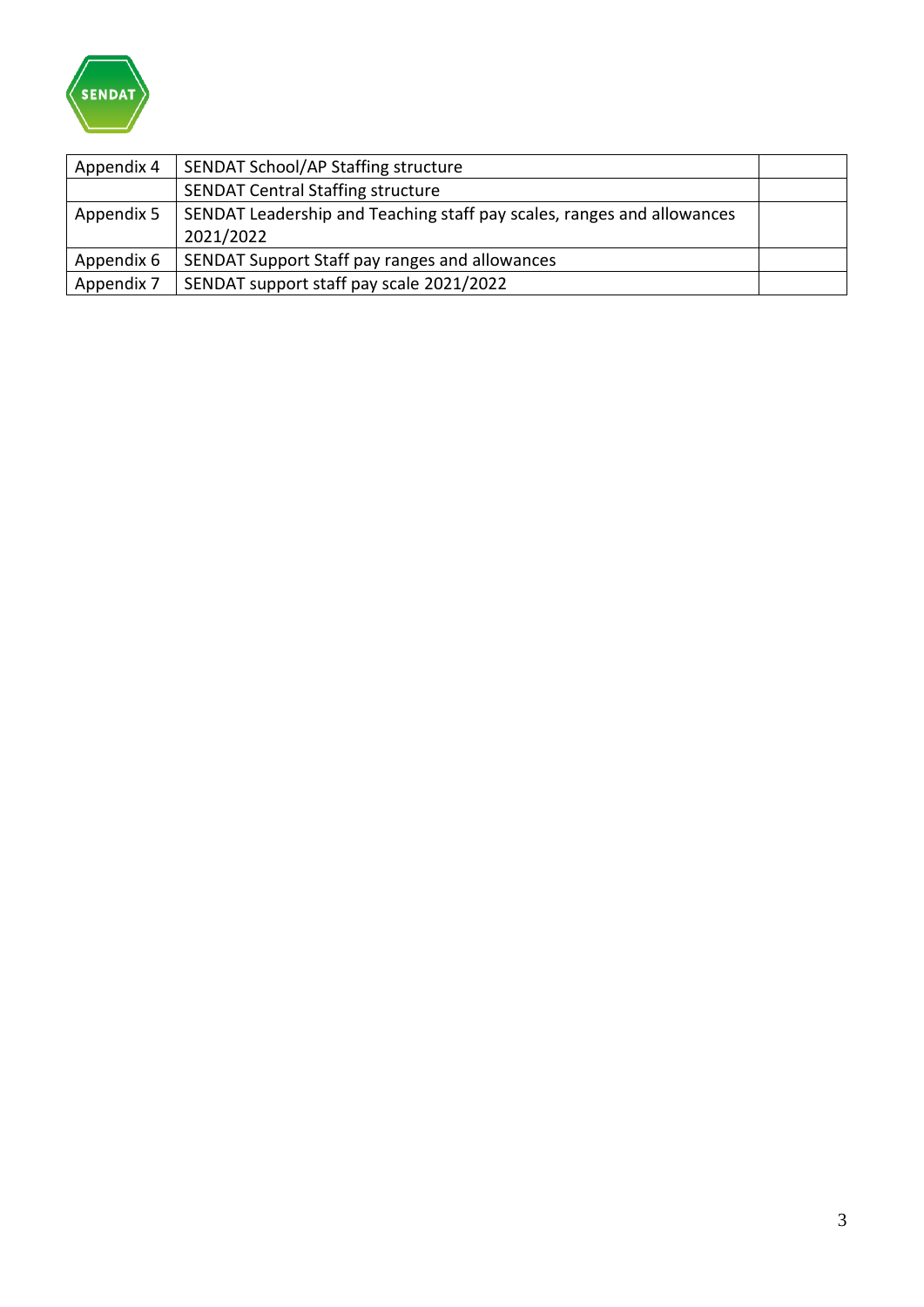| | | |
|---|---|---|
| Appendix 4 | SENDAT School/AP Staffing structure | |
| | SENDAT Central Staffing structure | |
| Appendix 5 | SENDAT Leadership and Teaching staff pay scales, ranges and allowances 2021/2022 | |
| Appendix 6 | SENDAT Support Staff pay ranges and allowances | |
| Appendix 7 | SENDAT support staff pay scale 2021/2022 | |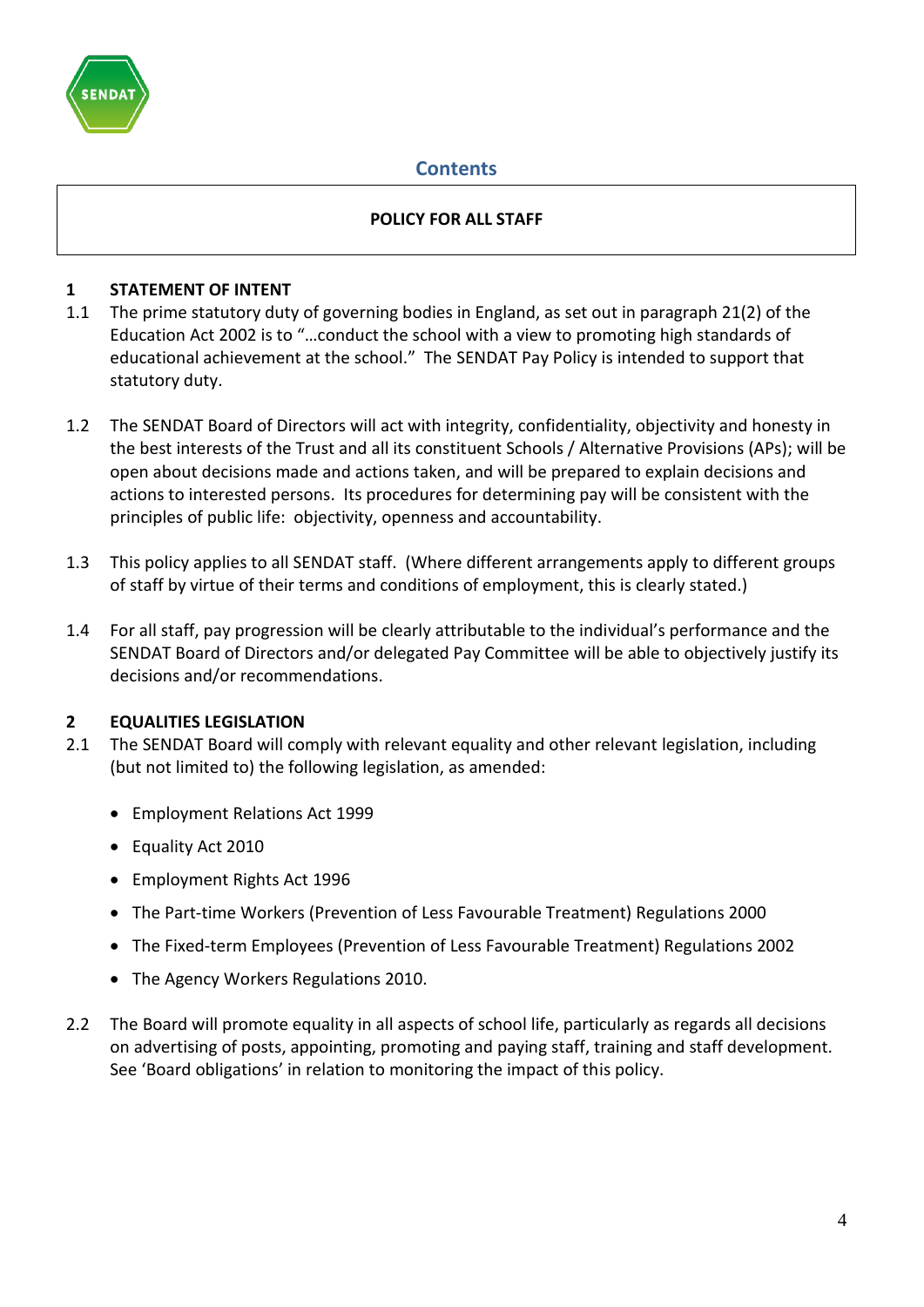## Contents

**POLICY FOR ALL STAFF**

### 1 STATEMENT OF INTENT

1.1 The prime statutory duty of governing bodies in England, as set out in paragraph 21(2) of the Education Act 2002 is to "…conduct the school with a view to promoting high standards of educational achievement at the school." The SENDAT Pay Policy is intended to support that statutory duty.

1.2 The SENDAT Board of Directors will act with integrity, confidentiality, objectivity and honesty in the best interests of the Trust and all its constituent Schools / Alternative Provisions (APs); will be open about decisions made and actions taken, and will be prepared to explain decisions and actions to interested persons. Its procedures for determining pay will be consistent with the principles of public life: objectivity, openness and accountability.

1.3 This policy applies to all SENDAT staff. (Where different arrangements apply to different groups of staff by virtue of their terms and conditions of employment, this is clearly stated.)

1.4 For all staff, pay progression will be clearly attributable to the individual's performance and the SENDAT Board of Directors and/or delegated Pay Committee will be able to objectively justify its decisions and/or recommendations.

### 2 EQUALITIES LEGISLATION

2.1 The SENDAT Board will comply with relevant equality and other relevant legislation, including (but not limited to) the following legislation, as amended:

- Employment Relations Act 1999
- Equality Act 2010
- Employment Rights Act 1996
- The Part-time Workers (Prevention of Less Favourable Treatment) Regulations 2000
- The Fixed-term Employees (Prevention of Less Favourable Treatment) Regulations 2002
- The Agency Workers Regulations 2010.

2.2 The Board will promote equality in all aspects of school life, particularly as regards all decisions on advertising of posts, appointing, promoting and paying staff, training and staff development. See 'Board obligations' in relation to monitoring the impact of this policy.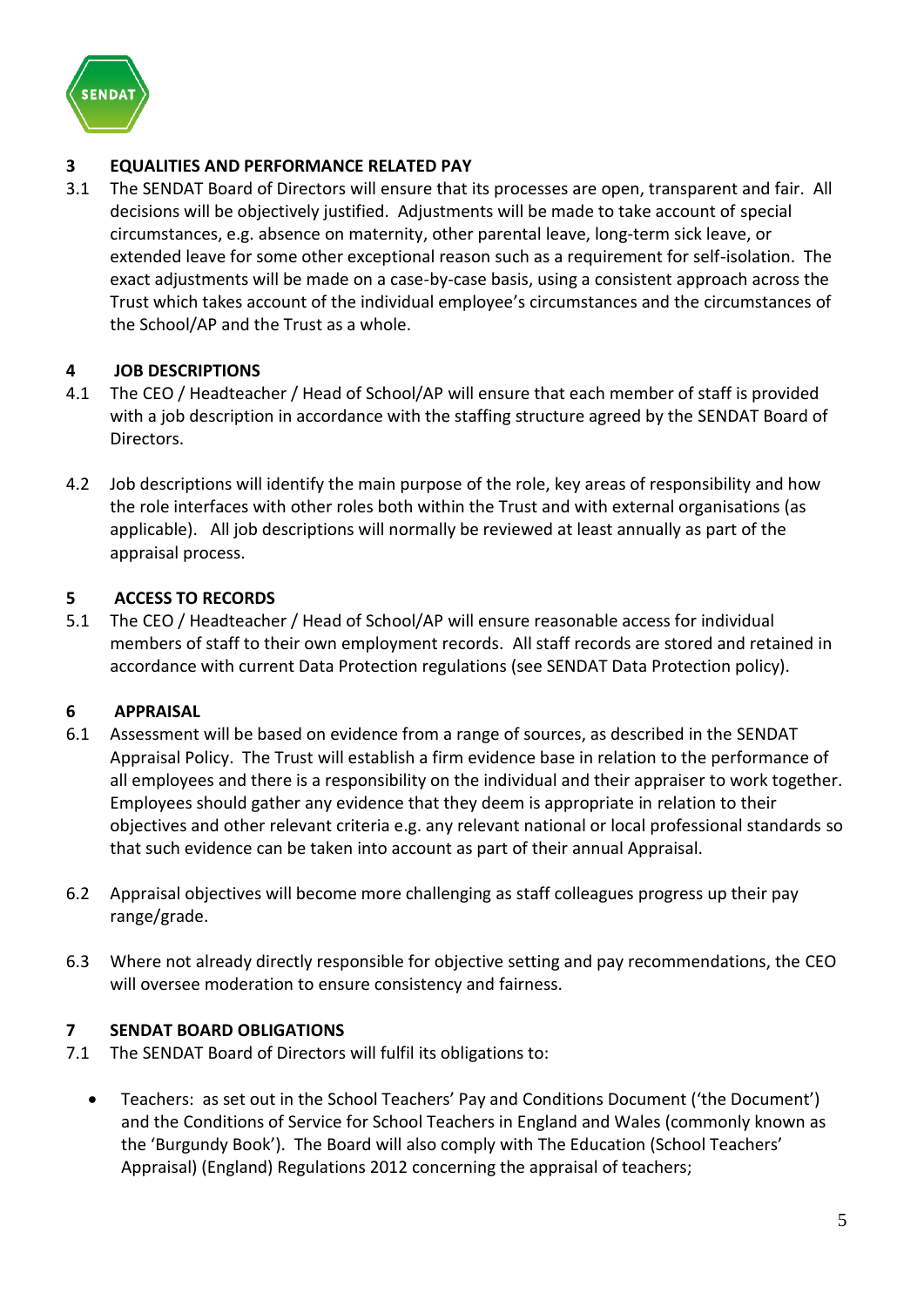## 3 EQUALITIES AND PERFORMANCE RELATED PAY

3.1 The SENDAT Board of Directors will ensure that its processes are open, transparent and fair. All decisions will be objectively justified. Adjustments will be made to take account of special circumstances, e.g. absence on maternity, other parental leave, long-term sick leave, or extended leave for some other exceptional reason such as a requirement for self-isolation. The exact adjustments will be made on a case-by-case basis, using a consistent approach across the Trust which takes account of the individual employee's circumstances and the circumstances of the School/AP and the Trust as a whole.

## 4 JOB DESCRIPTIONS

4.1 The CEO / Headteacher / Head of School/AP will ensure that each member of staff is provided with a job description in accordance with the staffing structure agreed by the SENDAT Board of Directors.

4.2 Job descriptions will identify the main purpose of the role, key areas of responsibility and how the role interfaces with other roles both within the Trust and with external organisations (as applicable). All job descriptions will normally be reviewed at least annually as part of the appraisal process.

## 5 ACCESS TO RECORDS

5.1 The CEO / Headteacher / Head of School/AP will ensure reasonable access for individual members of staff to their own employment records. All staff records are stored and retained in accordance with current Data Protection regulations (see SENDAT Data Protection policy).

## 6 APPRAISAL

6.1 Assessment will be based on evidence from a range of sources, as described in the SENDAT Appraisal Policy. The Trust will establish a firm evidence base in relation to the performance of all employees and there is a responsibility on the individual and their appraiser to work together. Employees should gather any evidence that they deem is appropriate in relation to their objectives and other relevant criteria e.g. any relevant national or local professional standards so that such evidence can be taken into account as part of their annual Appraisal.

6.2 Appraisal objectives will become more challenging as staff colleagues progress up their pay range/grade.

6.3 Where not already directly responsible for objective setting and pay recommendations, the CEO will oversee moderation to ensure consistency and fairness.

## 7 SENDAT BOARD OBLIGATIONS

7.1 The SENDAT Board of Directors will fulfil its obligations to:

- Teachers: as set out in the School Teachers' Pay and Conditions Document ('the Document') and the Conditions of Service for School Teachers in England and Wales (commonly known as the 'Burgundy Book'). The Board will also comply with The Education (School Teachers' Appraisal) (England) Regulations 2012 concerning the appraisal of teachers;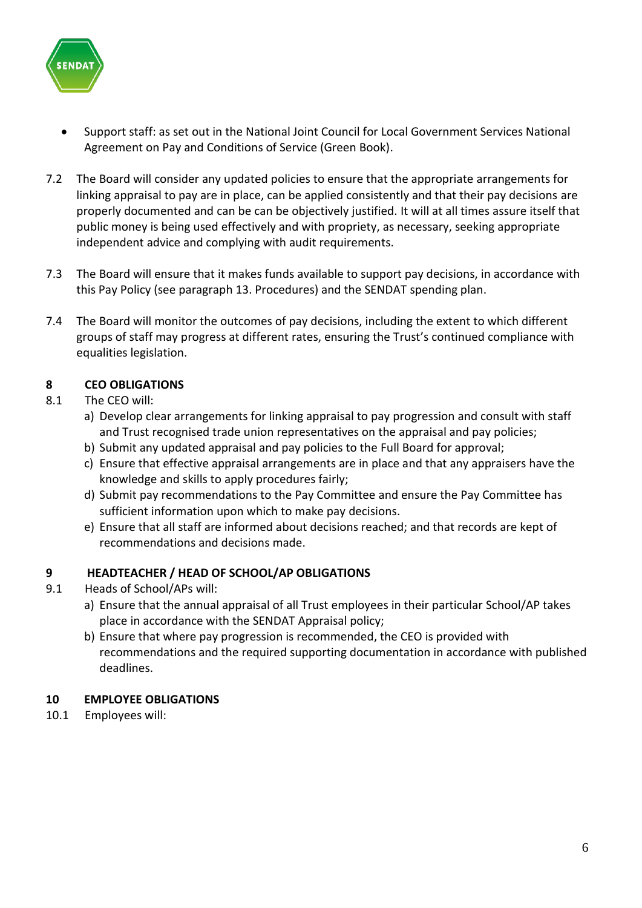- Support staff: as set out in the National Joint Council for Local Government Services National Agreement on Pay and Conditions of Service (Green Book).

7.2 The Board will consider any updated policies to ensure that the appropriate arrangements for linking appraisal to pay are in place, can be applied consistently and that their pay decisions are properly documented and can be can be objectively justified. It will at all times assure itself that public money is being used effectively and with propriety, as necessary, seeking appropriate independent advice and complying with audit requirements.

7.3 The Board will ensure that it makes funds available to support pay decisions, in accordance with this Pay Policy (see paragraph 13. Procedures) and the SENDAT spending plan.

7.4 The Board will monitor the outcomes of pay decisions, including the extent to which different groups of staff may progress at different rates, ensuring the Trust's continued compliance with equalities legislation.

## 8 CEO OBLIGATIONS

8.1 The CEO will:

a) Develop clear arrangements for linking appraisal to pay progression and consult with staff and Trust recognised trade union representatives on the appraisal and pay policies;
b) Submit any updated appraisal and pay policies to the Full Board for approval;
c) Ensure that effective appraisal arrangements are in place and that any appraisers have the knowledge and skills to apply procedures fairly;
d) Submit pay recommendations to the Pay Committee and ensure the Pay Committee has sufficient information upon which to make pay decisions.
e) Ensure that all staff are informed about decisions reached; and that records are kept of recommendations and decisions made.

## 9 HEADTEACHER / HEAD OF SCHOOL/AP OBLIGATIONS

9.1 Heads of School/APs will:

a) Ensure that the annual appraisal of all Trust employees in their particular School/AP takes place in accordance with the SENDAT Appraisal policy;
b) Ensure that where pay progression is recommended, the CEO is provided with recommendations and the required supporting documentation in accordance with published deadlines.

## 10 EMPLOYEE OBLIGATIONS

10.1 Employees will: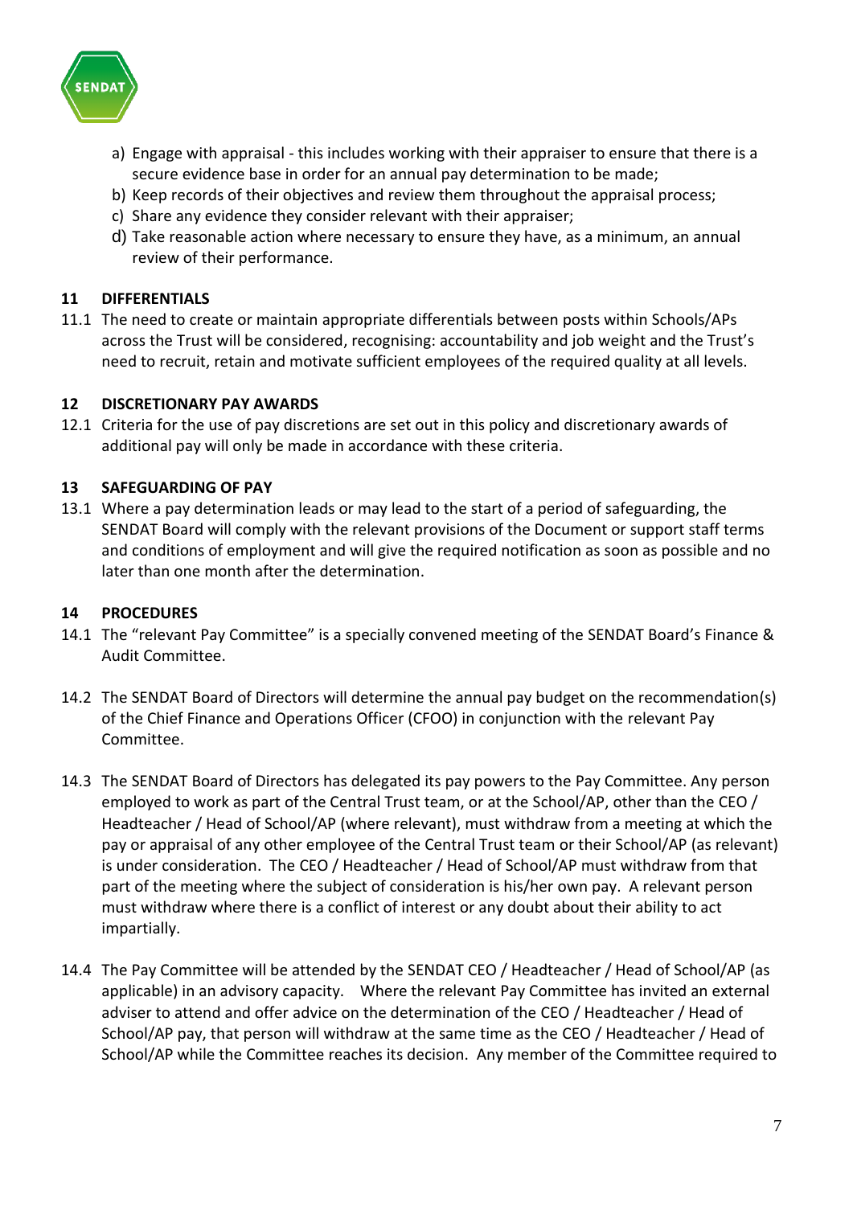a) Engage with appraisal - this includes working with their appraiser to ensure that there is a secure evidence base in order for an annual pay determination to be made;
b) Keep records of their objectives and review them throughout the appraisal process;
c) Share any evidence they consider relevant with their appraiser;
d) Take reasonable action where necessary to ensure they have, as a minimum, an annual review of their performance.

## 11 DIFFERENTIALS

11.1 The need to create or maintain appropriate differentials between posts within Schools/APs across the Trust will be considered, recognising: accountability and job weight and the Trust's need to recruit, retain and motivate sufficient employees of the required quality at all levels.

## 12 DISCRETIONARY PAY AWARDS

12.1 Criteria for the use of pay discretions are set out in this policy and discretionary awards of additional pay will only be made in accordance with these criteria.

## 13 SAFEGUARDING OF PAY

13.1 Where a pay determination leads or may lead to the start of a period of safeguarding, the SENDAT Board will comply with the relevant provisions of the Document or support staff terms and conditions of employment and will give the required notification as soon as possible and no later than one month after the determination.

## 14 PROCEDURES

14.1 The "relevant Pay Committee" is a specially convened meeting of the SENDAT Board's Finance & Audit Committee.

14.2 The SENDAT Board of Directors will determine the annual pay budget on the recommendation(s) of the Chief Finance and Operations Officer (CFOO) in conjunction with the relevant Pay Committee.

14.3 The SENDAT Board of Directors has delegated its pay powers to the Pay Committee. Any person employed to work as part of the Central Trust team, or at the School/AP, other than the CEO / Headteacher / Head of School/AP (where relevant), must withdraw from a meeting at which the pay or appraisal of any other employee of the Central Trust team or their School/AP (as relevant) is under consideration. The CEO / Headteacher / Head of School/AP must withdraw from that part of the meeting where the subject of consideration is his/her own pay. A relevant person must withdraw where there is a conflict of interest or any doubt about their ability to act impartially.

14.4 The Pay Committee will be attended by the SENDAT CEO / Headteacher / Head of School/AP (as applicable) in an advisory capacity. Where the relevant Pay Committee has invited an external adviser to attend and offer advice on the determination of the CEO / Headteacher / Head of School/AP pay, that person will withdraw at the same time as the CEO / Headteacher / Head of School/AP while the Committee reaches its decision. Any member of the Committee required to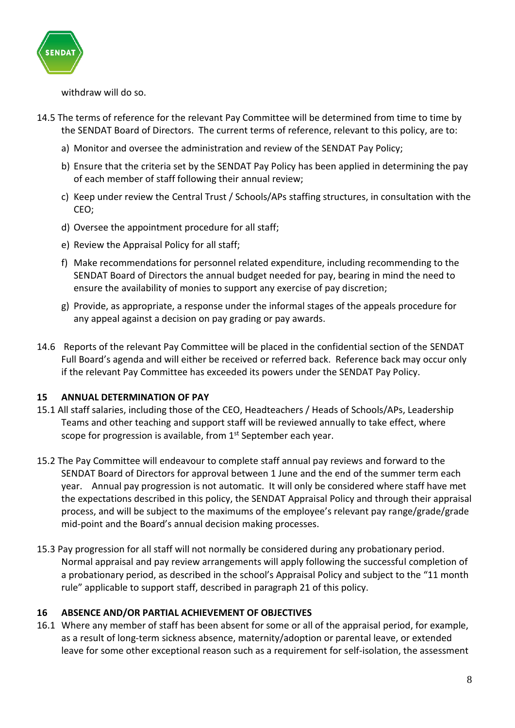withdraw will do so.

14.5 The terms of reference for the relevant Pay Committee will be determined from time to time by the SENDAT Board of Directors. The current terms of reference, relevant to this policy, are to:

a) Monitor and oversee the administration and review of the SENDAT Pay Policy;

b) Ensure that the criteria set by the SENDAT Pay Policy has been applied in determining the pay of each member of staff following their annual review;

c) Keep under review the Central Trust / Schools/APs staffing structures, in consultation with the CEO;

d) Oversee the appointment procedure for all staff;

e) Review the Appraisal Policy for all staff;

f) Make recommendations for personnel related expenditure, including recommending to the SENDAT Board of Directors the annual budget needed for pay, bearing in mind the need to ensure the availability of monies to support any exercise of pay discretion;

g) Provide, as appropriate, a response under the informal stages of the appeals procedure for any appeal against a decision on pay grading or pay awards.

14.6 Reports of the relevant Pay Committee will be placed in the confidential section of the SENDAT Full Board's agenda and will either be received or referred back. Reference back may occur only if the relevant Pay Committee has exceeded its powers under the SENDAT Pay Policy.

## 15 ANNUAL DETERMINATION OF PAY

15.1 All staff salaries, including those of the CEO, Headteachers / Heads of Schools/APs, Leadership Teams and other teaching and support staff will be reviewed annually to take effect, where scope for progression is available, from 1st September each year.

15.2 The Pay Committee will endeavour to complete staff annual pay reviews and forward to the SENDAT Board of Directors for approval between 1 June and the end of the summer term each year. Annual pay progression is not automatic. It will only be considered where staff have met the expectations described in this policy, the SENDAT Appraisal Policy and through their appraisal process, and will be subject to the maximums of the employee's relevant pay range/grade/grade mid-point and the Board's annual decision making processes.

15.3 Pay progression for all staff will not normally be considered during any probationary period. Normal appraisal and pay review arrangements will apply following the successful completion of a probationary period, as described in the school's Appraisal Policy and subject to the "11 month rule" applicable to support staff, described in paragraph 21 of this policy.

## 16 ABSENCE AND/OR PARTIAL ACHIEVEMENT OF OBJECTIVES

16.1 Where any member of staff has been absent for some or all of the appraisal period, for example, as a result of long-term sickness absence, maternity/adoption or parental leave, or extended leave for some other exceptional reason such as a requirement for self-isolation, the assessment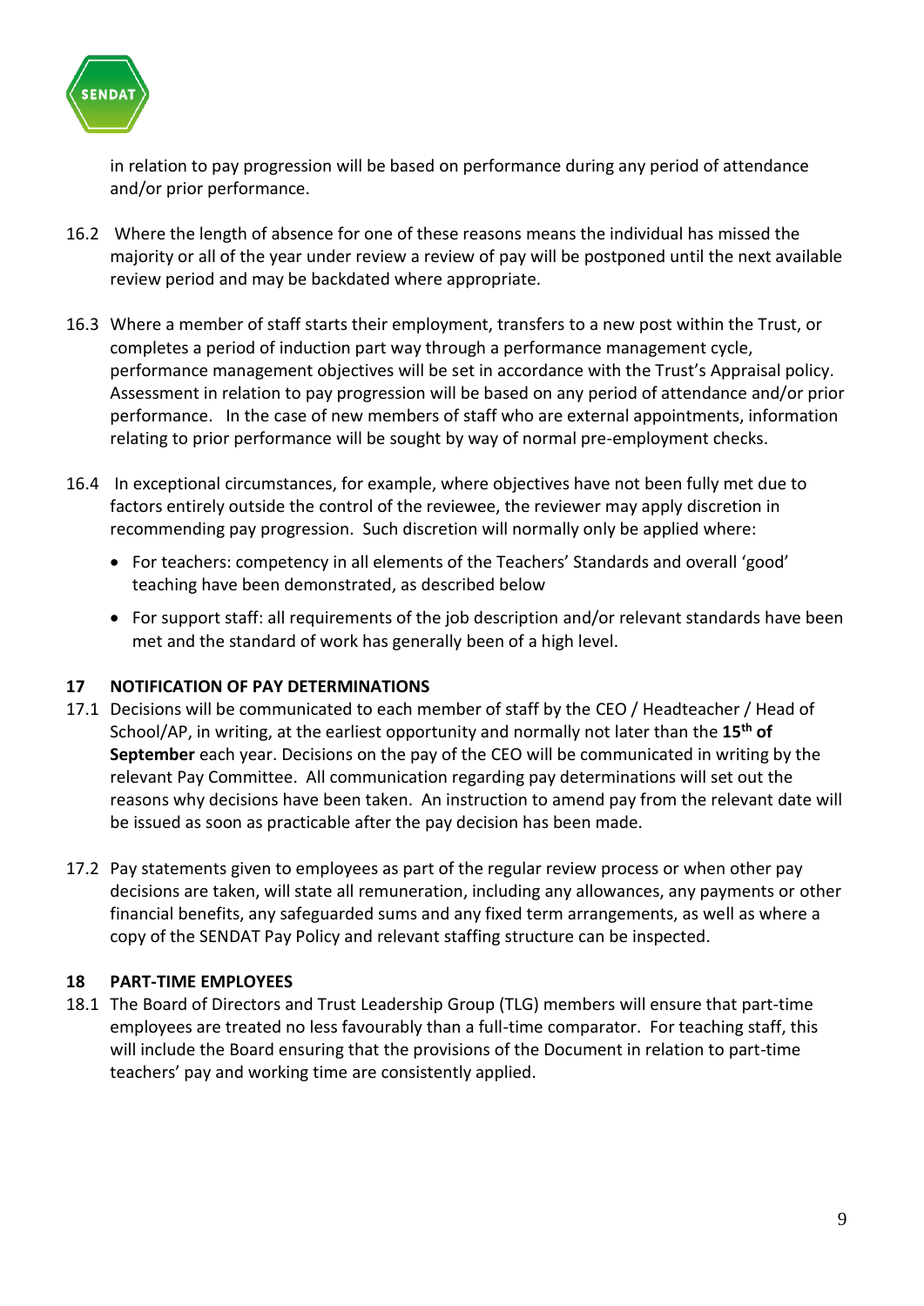in relation to pay progression will be based on performance during any period of attendance and/or prior performance.

16.2 Where the length of absence for one of these reasons means the individual has missed the majority or all of the year under review a review of pay will be postponed until the next available review period and may be backdated where appropriate.

16.3 Where a member of staff starts their employment, transfers to a new post within the Trust, or completes a period of induction part way through a performance management cycle, performance management objectives will be set in accordance with the Trust's Appraisal policy. Assessment in relation to pay progression will be based on any period of attendance and/or prior performance. In the case of new members of staff who are external appointments, information relating to prior performance will be sought by way of normal pre-employment checks.

16.4 In exceptional circumstances, for example, where objectives have not been fully met due to factors entirely outside the control of the reviewee, the reviewer may apply discretion in recommending pay progression. Such discretion will normally only be applied where:

- For teachers: competency in all elements of the Teachers' Standards and overall 'good' teaching have been demonstrated, as described below
- For support staff: all requirements of the job description and/or relevant standards have been met and the standard of work has generally been of a high level.

## 17 NOTIFICATION OF PAY DETERMINATIONS

17.1 Decisions will be communicated to each member of staff by the CEO / Headteacher / Head of School/AP, in writing, at the earliest opportunity and normally not later than the **15th of September** each year. Decisions on the pay of the CEO will be communicated in writing by the relevant Pay Committee. All communication regarding pay determinations will set out the reasons why decisions have been taken. An instruction to amend pay from the relevant date will be issued as soon as practicable after the pay decision has been made.

17.2 Pay statements given to employees as part of the regular review process or when other pay decisions are taken, will state all remuneration, including any allowances, any payments or other financial benefits, any safeguarded sums and any fixed term arrangements, as well as where a copy of the SENDAT Pay Policy and relevant staffing structure can be inspected.

## 18 PART-TIME EMPLOYEES

18.1 The Board of Directors and Trust Leadership Group (TLG) members will ensure that part-time employees are treated no less favourably than a full-time comparator. For teaching staff, this will include the Board ensuring that the provisions of the Document in relation to part-time teachers' pay and working time are consistently applied.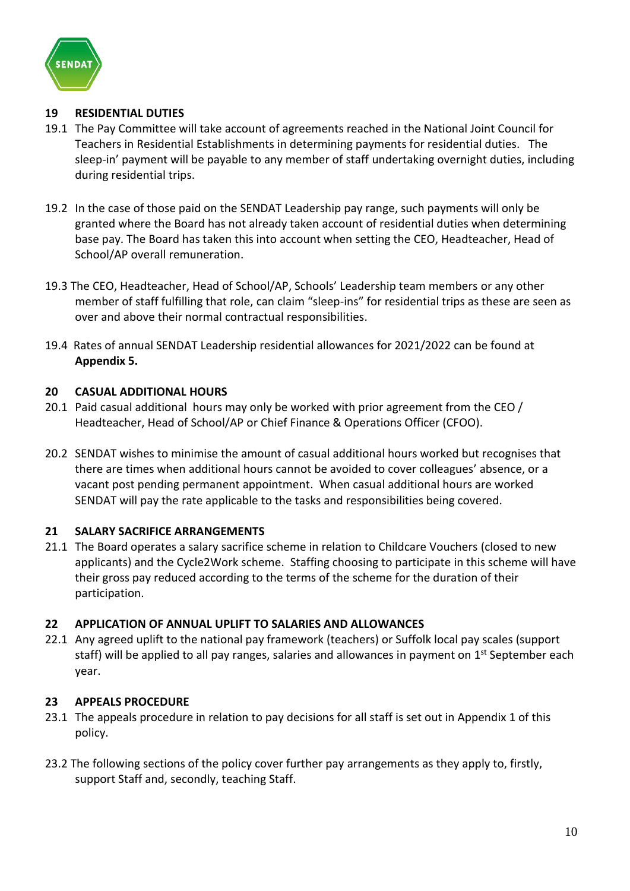## 19 RESIDENTIAL DUTIES

19.1 The Pay Committee will take account of agreements reached in the National Joint Council for Teachers in Residential Establishments in determining payments for residential duties. The sleep-in' payment will be payable to any member of staff undertaking overnight duties, including during residential trips.

19.2 In the case of those paid on the SENDAT Leadership pay range, such payments will only be granted where the Board has not already taken account of residential duties when determining base pay. The Board has taken this into account when setting the CEO, Headteacher, Head of School/AP overall remuneration.

19.3 The CEO, Headteacher, Head of School/AP, Schools' Leadership team members or any other member of staff fulfilling that role, can claim "sleep-ins" for residential trips as these are seen as over and above their normal contractual responsibilities.

19.4 Rates of annual SENDAT Leadership residential allowances for 2021/2022 can be found at **Appendix 5.**

## 20 CASUAL ADDITIONAL HOURS

20.1 Paid casual additional hours may only be worked with prior agreement from the CEO / Headteacher, Head of School/AP or Chief Finance & Operations Officer (CFOO).

20.2 SENDAT wishes to minimise the amount of casual additional hours worked but recognises that there are times when additional hours cannot be avoided to cover colleagues' absence, or a vacant post pending permanent appointment. When casual additional hours are worked SENDAT will pay the rate applicable to the tasks and responsibilities being covered.

## 21 SALARY SACRIFICE ARRANGEMENTS

21.1 The Board operates a salary sacrifice scheme in relation to Childcare Vouchers (closed to new applicants) and the Cycle2Work scheme. Staffing choosing to participate in this scheme will have their gross pay reduced according to the terms of the scheme for the duration of their participation.

## 22 APPLICATION OF ANNUAL UPLIFT TO SALARIES AND ALLOWANCES

22.1 Any agreed uplift to the national pay framework (teachers) or Suffolk local pay scales (support staff) will be applied to all pay ranges, salaries and allowances in payment on 1st September each year.

## 23 APPEALS PROCEDURE

23.1 The appeals procedure in relation to pay decisions for all staff is set out in Appendix 1 of this policy.

23.2 The following sections of the policy cover further pay arrangements as they apply to, firstly, support Staff and, secondly, teaching Staff.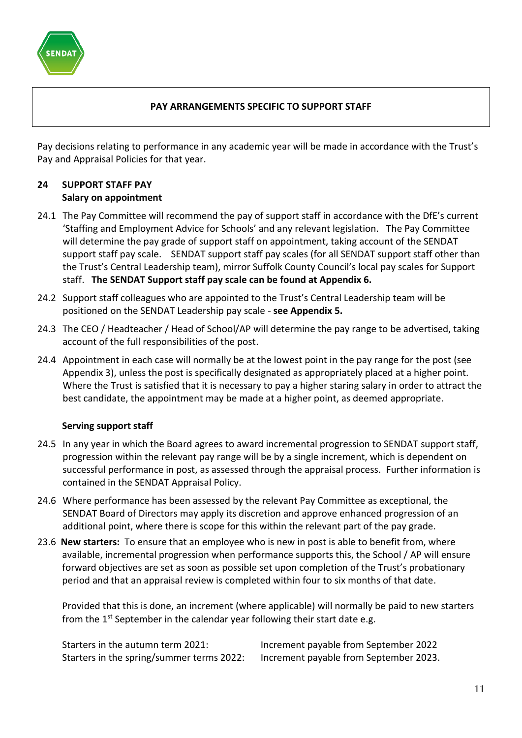**PAY ARRANGEMENTS SPECIFIC TO SUPPORT STAFF**

Pay decisions relating to performance in any academic year will be made in accordance with the Trust's Pay and Appraisal Policies for that year.

## 24 SUPPORT STAFF PAY

### Salary on appointment

24.1 The Pay Committee will recommend the pay of support staff in accordance with the DfE's current 'Staffing and Employment Advice for Schools' and any relevant legislation. The Pay Committee will determine the pay grade of support staff on appointment, taking account of the SENDAT support staff pay scale. SENDAT support staff pay scales (for all SENDAT support staff other than the Trust's Central Leadership team), mirror Suffolk County Council's local pay scales for Support staff. **The SENDAT Support staff pay scale can be found at Appendix 6.**

24.2 Support staff colleagues who are appointed to the Trust's Central Leadership team will be positioned on the SENDAT Leadership pay scale - **see Appendix 5.**

24.3 The CEO / Headteacher / Head of School/AP will determine the pay range to be advertised, taking account of the full responsibilities of the post.

24.4 Appointment in each case will normally be at the lowest point in the pay range for the post (see Appendix 3), unless the post is specifically designated as appropriately placed at a higher point. Where the Trust is satisfied that it is necessary to pay a higher staring salary in order to attract the best candidate, the appointment may be made at a higher point, as deemed appropriate.

### Serving support staff

24.5 In any year in which the Board agrees to award incremental progression to SENDAT support staff, progression within the relevant pay range will be by a single increment, which is dependent on successful performance in post, as assessed through the appraisal process. Further information is contained in the SENDAT Appraisal Policy.

24.6 Where performance has been assessed by the relevant Pay Committee as exceptional, the SENDAT Board of Directors may apply its discretion and approve enhanced progression of an additional point, where there is scope for this within the relevant part of the pay grade.

23.6 **New starters:** To ensure that an employee who is new in post is able to benefit from, where available, incremental progression when performance supports this, the School / AP will ensure forward objectives are set as soon as possible set upon completion of the Trust's probationary period and that an appraisal review is completed within four to six months of that date.

Provided that this is done, an increment (where applicable) will normally be paid to new starters from the 1st September in the calendar year following their start date e.g.

| | |
|---|---|
| Starters in the autumn term 2021: | Increment payable from September 2022 |
| Starters in the spring/summer terms 2022: | Increment payable from September 2023. |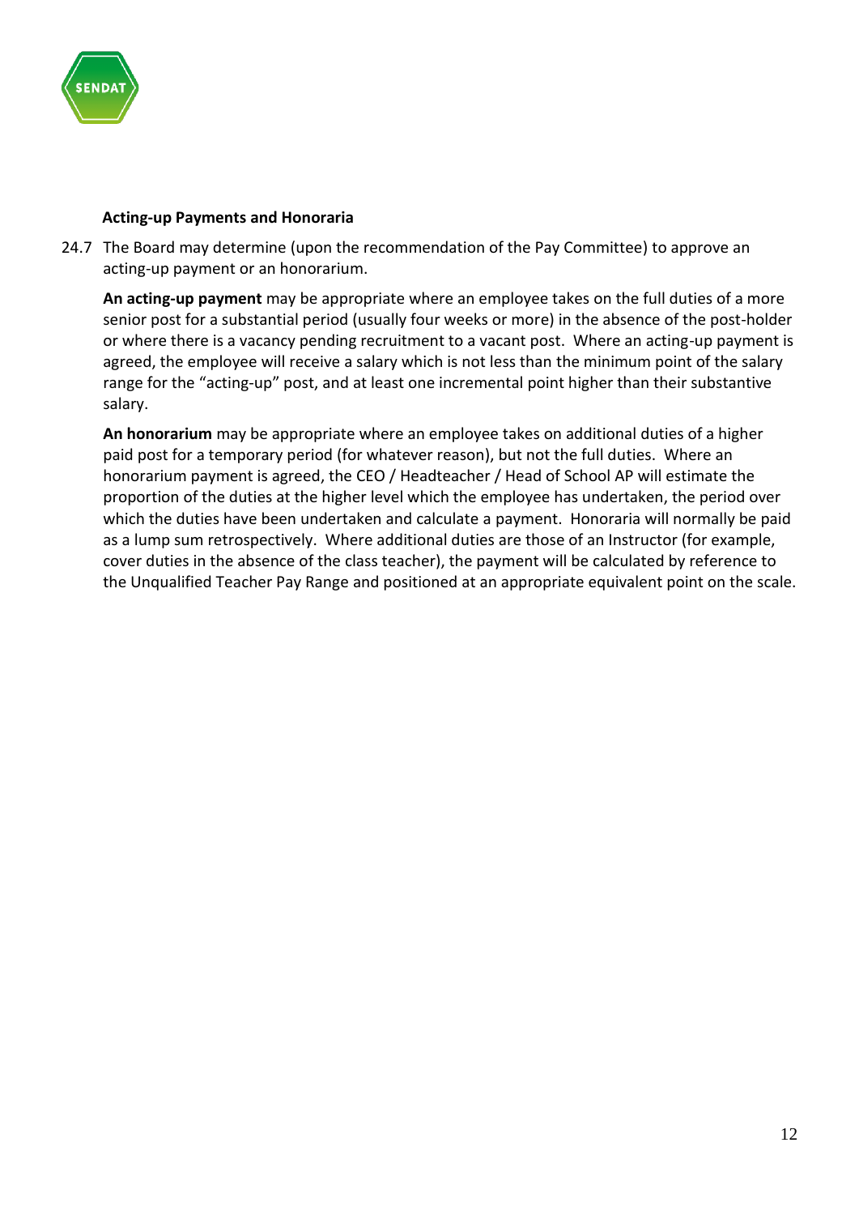**Acting-up Payments and Honoraria**

24.7 The Board may determine (upon the recommendation of the Pay Committee) to approve an acting-up payment or an honorarium.

**An acting-up payment** may be appropriate where an employee takes on the full duties of a more senior post for a substantial period (usually four weeks or more) in the absence of the post-holder or where there is a vacancy pending recruitment to a vacant post. Where an acting-up payment is agreed, the employee will receive a salary which is not less than the minimum point of the salary range for the "acting-up" post, and at least one incremental point higher than their substantive salary.

**An honorarium** may be appropriate where an employee takes on additional duties of a higher paid post for a temporary period (for whatever reason), but not the full duties. Where an honorarium payment is agreed, the CEO / Headteacher / Head of School AP will estimate the proportion of the duties at the higher level which the employee has undertaken, the period over which the duties have been undertaken and calculate a payment. Honoraria will normally be paid as a lump sum retrospectively. Where additional duties are those of an Instructor (for example, cover duties in the absence of the class teacher), the payment will be calculated by reference to the Unqualified Teacher Pay Range and positioned at an appropriate equivalent point on the scale.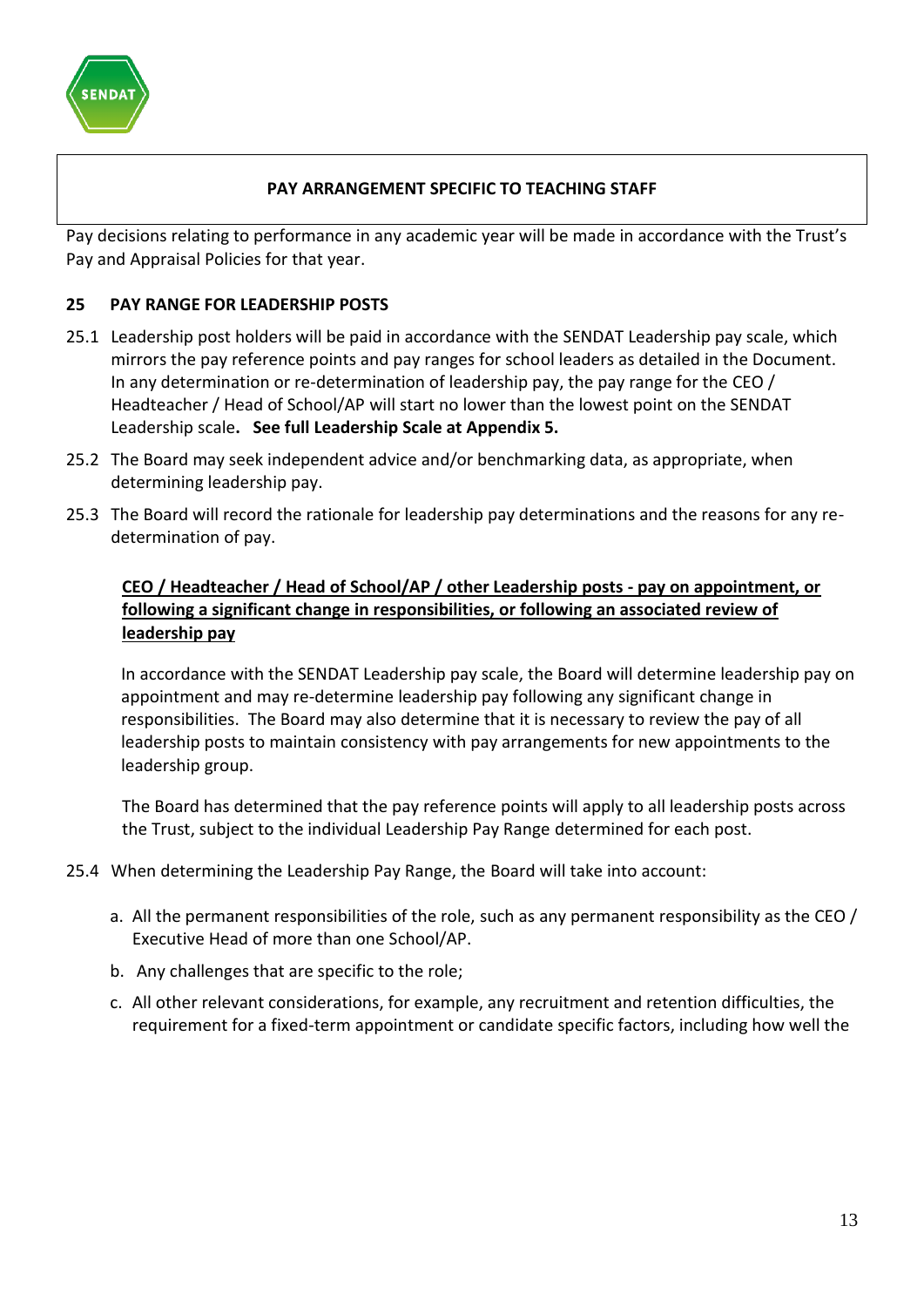**PAY ARRANGEMENT SPECIFIC TO TEACHING STAFF**

Pay decisions relating to performance in any academic year will be made in accordance with the Trust's Pay and Appraisal Policies for that year.

## 25 PAY RANGE FOR LEADERSHIP POSTS

25.1 Leadership post holders will be paid in accordance with the SENDAT Leadership pay scale, which mirrors the pay reference points and pay ranges for school leaders as detailed in the Document. In any determination or re-determination of leadership pay, the pay range for the CEO / Headteacher / Head of School/AP will start no lower than the lowest point on the SENDAT Leadership scale**. See full Leadership Scale at Appendix 5.**

25.2 The Board may seek independent advice and/or benchmarking data, as appropriate, when determining leadership pay.

25.3 The Board will record the rationale for leadership pay determinations and the reasons for any re-determination of pay.

**<u>CEO / Headteacher / Head of School/AP / other Leadership posts - pay on appointment, or following a significant change in responsibilities, or following an associated review of leadership pay</u>**

In accordance with the SENDAT Leadership pay scale, the Board will determine leadership pay on appointment and may re-determine leadership pay following any significant change in responsibilities. The Board may also determine that it is necessary to review the pay of all leadership posts to maintain consistency with pay arrangements for new appointments to the leadership group.

The Board has determined that the pay reference points will apply to all leadership posts across the Trust, subject to the individual Leadership Pay Range determined for each post.

25.4 When determining the Leadership Pay Range, the Board will take into account:

a. All the permanent responsibilities of the role, such as any permanent responsibility as the CEO / Executive Head of more than one School/AP.
b. Any challenges that are specific to the role;
c. All other relevant considerations, for example, any recruitment and retention difficulties, the requirement for a fixed-term appointment or candidate specific factors, including how well the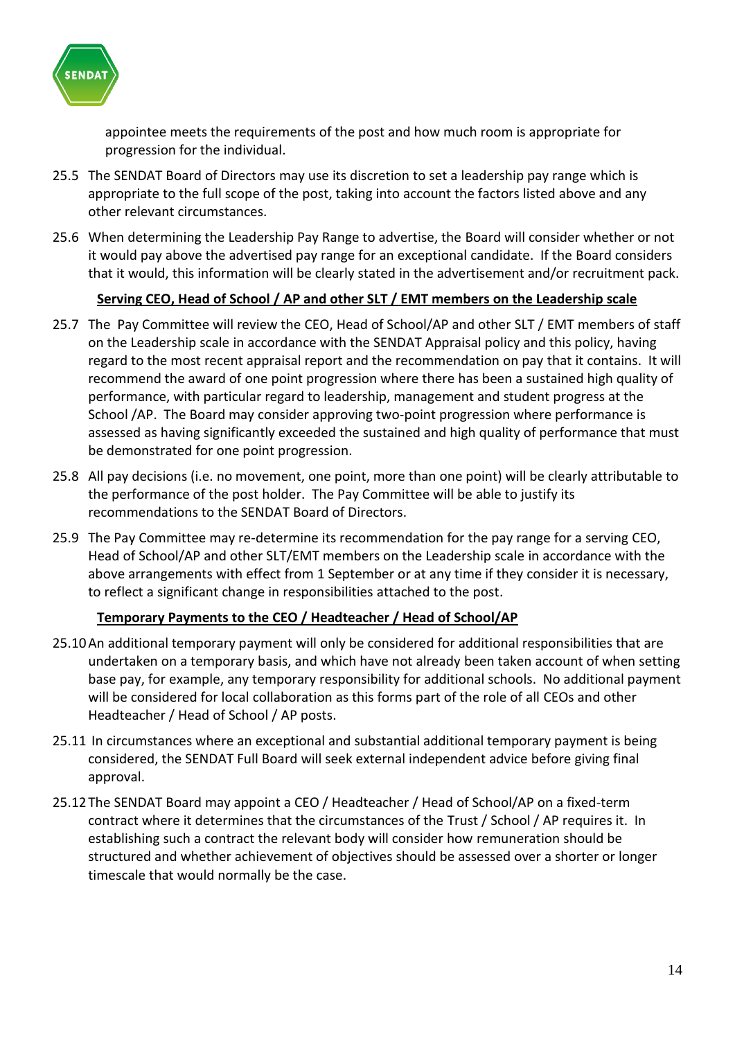appointee meets the requirements of the post and how much room is appropriate for progression for the individual.

25.5 The SENDAT Board of Directors may use its discretion to set a leadership pay range which is appropriate to the full scope of the post, taking into account the factors listed above and any other relevant circumstances.

25.6 When determining the Leadership Pay Range to advertise, the Board will consider whether or not it would pay above the advertised pay range for an exceptional candidate. If the Board considers that it would, this information will be clearly stated in the advertisement and/or recruitment pack.

**Serving CEO, Head of School / AP and other SLT / EMT members on the Leadership scale**

25.7 The Pay Committee will review the CEO, Head of School/AP and other SLT / EMT members of staff on the Leadership scale in accordance with the SENDAT Appraisal policy and this policy, having regard to the most recent appraisal report and the recommendation on pay that it contains. It will recommend the award of one point progression where there has been a sustained high quality of performance, with particular regard to leadership, management and student progress at the School /AP. The Board may consider approving two-point progression where performance is assessed as having significantly exceeded the sustained and high quality of performance that must be demonstrated for one point progression.

25.8 All pay decisions (i.e. no movement, one point, more than one point) will be clearly attributable to the performance of the post holder. The Pay Committee will be able to justify its recommendations to the SENDAT Board of Directors.

25.9 The Pay Committee may re-determine its recommendation for the pay range for a serving CEO, Head of School/AP and other SLT/EMT members on the Leadership scale in accordance with the above arrangements with effect from 1 September or at any time if they consider it is necessary, to reflect a significant change in responsibilities attached to the post.

**Temporary Payments to the CEO / Headteacher / Head of School/AP**

25.10 An additional temporary payment will only be considered for additional responsibilities that are undertaken on a temporary basis, and which have not already been taken account of when setting base pay, for example, any temporary responsibility for additional schools. No additional payment will be considered for local collaboration as this forms part of the role of all CEOs and other Headteacher / Head of School / AP posts.

25.11 In circumstances where an exceptional and substantial additional temporary payment is being considered, the SENDAT Full Board will seek external independent advice before giving final approval.

25.12 The SENDAT Board may appoint a CEO / Headteacher / Head of School/AP on a fixed-term contract where it determines that the circumstances of the Trust / School / AP requires it. In establishing such a contract the relevant body will consider how remuneration should be structured and whether achievement of objectives should be assessed over a shorter or longer timescale that would normally be the case.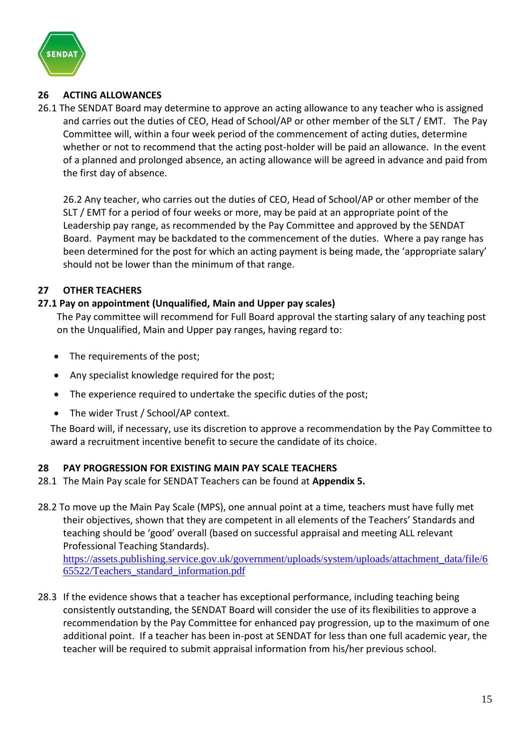## 26 ACTING ALLOWANCES

26.1 The SENDAT Board may determine to approve an acting allowance to any teacher who is assigned and carries out the duties of CEO, Head of School/AP or other member of the SLT / EMT. The Pay Committee will, within a four week period of the commencement of acting duties, determine whether or not to recommend that the acting post-holder will be paid an allowance. In the event of a planned and prolonged absence, an acting allowance will be agreed in advance and paid from the first day of absence.

26.2 Any teacher, who carries out the duties of CEO, Head of School/AP or other member of the SLT / EMT for a period of four weeks or more, may be paid at an appropriate point of the Leadership pay range, as recommended by the Pay Committee and approved by the SENDAT Board. Payment may be backdated to the commencement of the duties. Where a pay range has been determined for the post for which an acting payment is being made, the 'appropriate salary' should not be lower than the minimum of that range.

## 27 OTHER TEACHERS

### 27.1 Pay on appointment (Unqualified, Main and Upper pay scales)

The Pay committee will recommend for Full Board approval the starting salary of any teaching post on the Unqualified, Main and Upper pay ranges, having regard to:

- The requirements of the post;
- Any specialist knowledge required for the post;
- The experience required to undertake the specific duties of the post;
- The wider Trust / School/AP context.

The Board will, if necessary, use its discretion to approve a recommendation by the Pay Committee to award a recruitment incentive benefit to secure the candidate of its choice.

## 28 PAY PROGRESSION FOR EXISTING MAIN PAY SCALE TEACHERS

28.1 The Main Pay scale for SENDAT Teachers can be found at **Appendix 5.**

28.2 To move up the Main Pay Scale (MPS), one annual point at a time, teachers must have fully met their objectives, shown that they are competent in all elements of the Teachers' Standards and teaching should be 'good' overall (based on successful appraisal and meeting ALL relevant Professional Teaching Standards).
https://assets.publishing.service.gov.uk/government/uploads/system/uploads/attachment_data/file/665522/Teachers_standard_information.pdf

28.3 If the evidence shows that a teacher has exceptional performance, including teaching being consistently outstanding, the SENDAT Board will consider the use of its flexibilities to approve a recommendation by the Pay Committee for enhanced pay progression, up to the maximum of one additional point. If a teacher has been in-post at SENDAT for less than one full academic year, the teacher will be required to submit appraisal information from his/her previous school.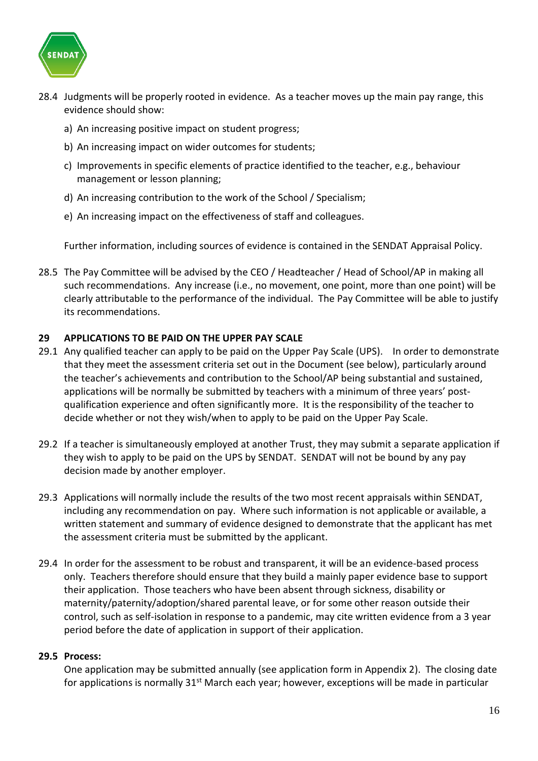28.4 Judgments will be properly rooted in evidence. As a teacher moves up the main pay range, this evidence should show:

a) An increasing positive impact on student progress;

b) An increasing impact on wider outcomes for students;

c) Improvements in specific elements of practice identified to the teacher, e.g., behaviour management or lesson planning;

d) An increasing contribution to the work of the School / Specialism;

e) An increasing impact on the effectiveness of staff and colleagues.

Further information, including sources of evidence is contained in the SENDAT Appraisal Policy.

28.5 The Pay Committee will be advised by the CEO / Headteacher / Head of School/AP in making all such recommendations. Any increase (i.e., no movement, one point, more than one point) will be clearly attributable to the performance of the individual. The Pay Committee will be able to justify its recommendations.

## 29 APPLICATIONS TO BE PAID ON THE UPPER PAY SCALE

29.1 Any qualified teacher can apply to be paid on the Upper Pay Scale (UPS). In order to demonstrate that they meet the assessment criteria set out in the Document (see below), particularly around the teacher's achievements and contribution to the School/AP being substantial and sustained, applications will be normally be submitted by teachers with a minimum of three years' post-qualification experience and often significantly more. It is the responsibility of the teacher to decide whether or not they wish/when to apply to be paid on the Upper Pay Scale.

29.2 If a teacher is simultaneously employed at another Trust, they may submit a separate application if they wish to apply to be paid on the UPS by SENDAT. SENDAT will not be bound by any pay decision made by another employer.

29.3 Applications will normally include the results of the two most recent appraisals within SENDAT, including any recommendation on pay. Where such information is not applicable or available, a written statement and summary of evidence designed to demonstrate that the applicant has met the assessment criteria must be submitted by the applicant.

29.4 In order for the assessment to be robust and transparent, it will be an evidence-based process only. Teachers therefore should ensure that they build a mainly paper evidence base to support their application. Those teachers who have been absent through sickness, disability or maternity/paternity/adoption/shared parental leave, or for some other reason outside their control, such as self-isolation in response to a pandemic, may cite written evidence from a 3 year period before the date of application in support of their application.

**29.5 Process:**

One application may be submitted annually (see application form in Appendix 2). The closing date for applications is normally 31st March each year; however, exceptions will be made in particular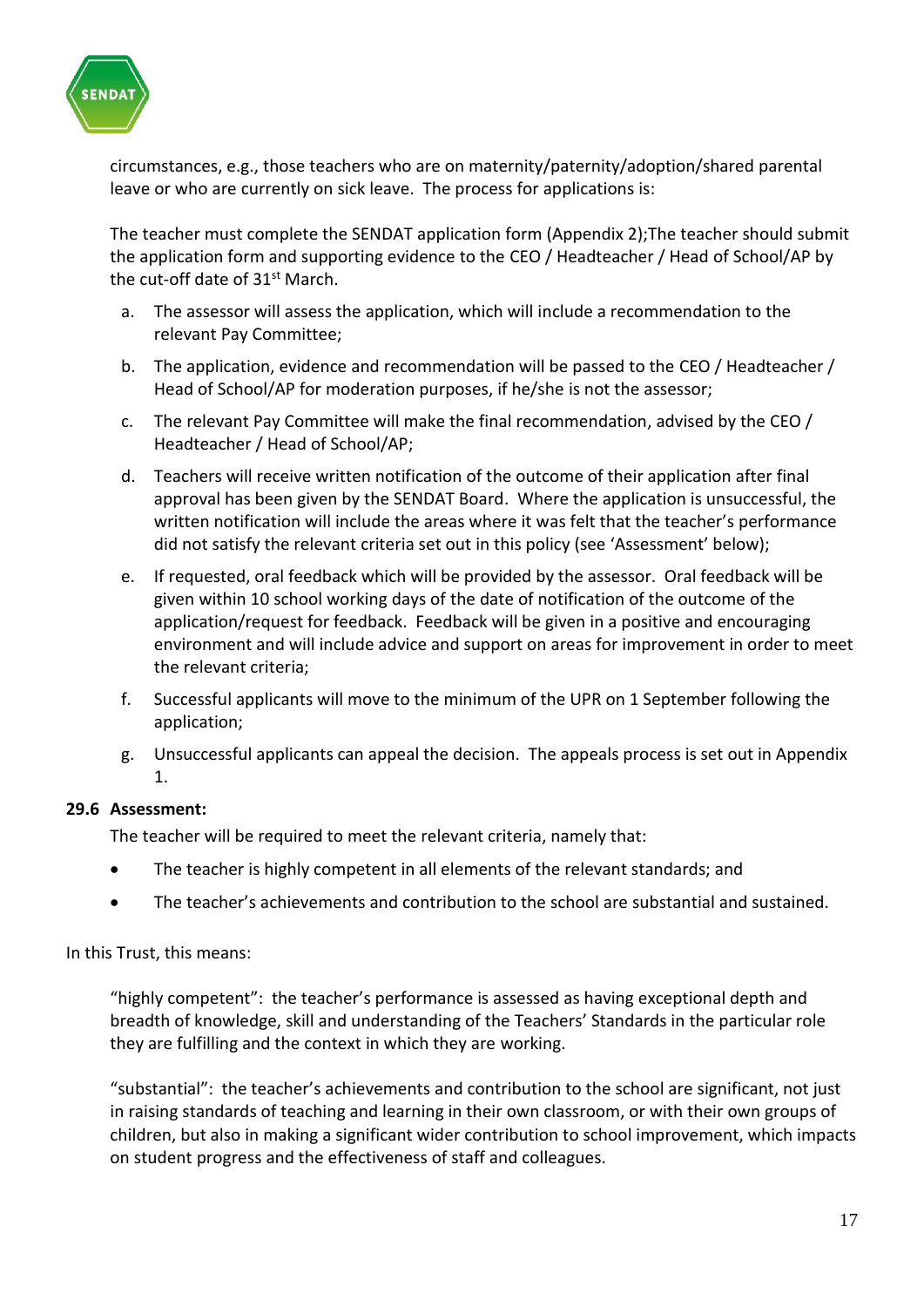circumstances, e.g., those teachers who are on maternity/paternity/adoption/shared parental leave or who are currently on sick leave. The process for applications is:

The teacher must complete the SENDAT application form (Appendix 2);The teacher should submit the application form and supporting evidence to the CEO / Headteacher / Head of School/AP by the cut-off date of 31st March.

a. The assessor will assess the application, which will include a recommendation to the relevant Pay Committee;

b. The application, evidence and recommendation will be passed to the CEO / Headteacher / Head of School/AP for moderation purposes, if he/she is not the assessor;

c. The relevant Pay Committee will make the final recommendation, advised by the CEO / Headteacher / Head of School/AP;

d. Teachers will receive written notification of the outcome of their application after final approval has been given by the SENDAT Board. Where the application is unsuccessful, the written notification will include the areas where it was felt that the teacher's performance did not satisfy the relevant criteria set out in this policy (see 'Assessment' below);

e. If requested, oral feedback which will be provided by the assessor. Oral feedback will be given within 10 school working days of the date of notification of the outcome of the application/request for feedback. Feedback will be given in a positive and encouraging environment and will include advice and support on areas for improvement in order to meet the relevant criteria;

f. Successful applicants will move to the minimum of the UPR on 1 September following the application;

g. Unsuccessful applicants can appeal the decision. The appeals process is set out in Appendix 1.

**29.6 Assessment:**

The teacher will be required to meet the relevant criteria, namely that:

- The teacher is highly competent in all elements of the relevant standards; and
- The teacher's achievements and contribution to the school are substantial and sustained.

In this Trust, this means:

"highly competent": the teacher's performance is assessed as having exceptional depth and breadth of knowledge, skill and understanding of the Teachers' Standards in the particular role they are fulfilling and the context in which they are working.

"substantial": the teacher's achievements and contribution to the school are significant, not just in raising standards of teaching and learning in their own classroom, or with their own groups of children, but also in making a significant wider contribution to school improvement, which impacts on student progress and the effectiveness of staff and colleagues.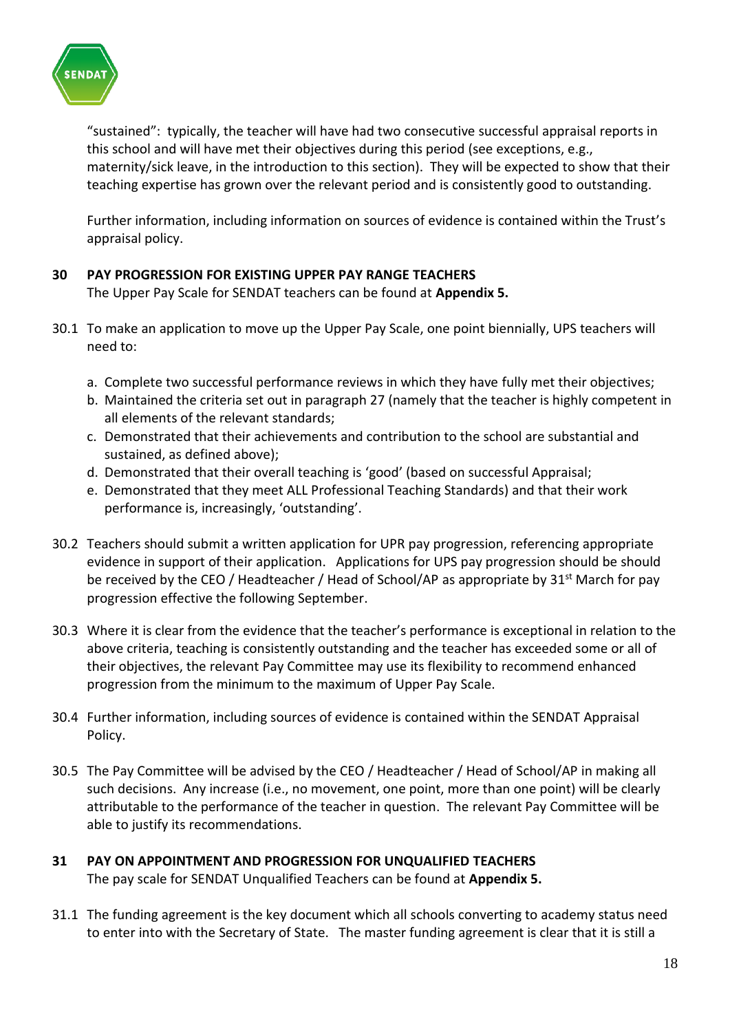"sustained": typically, the teacher will have had two consecutive successful appraisal reports in this school and will have met their objectives during this period (see exceptions, e.g., maternity/sick leave, in the introduction to this section). They will be expected to show that their teaching expertise has grown over the relevant period and is consistently good to outstanding.

Further information, including information on sources of evidence is contained within the Trust's appraisal policy.

## 30 PAY PROGRESSION FOR EXISTING UPPER PAY RANGE TEACHERS

The Upper Pay Scale for SENDAT teachers can be found at **Appendix 5.**

30.1 To make an application to move up the Upper Pay Scale, one point biennially, UPS teachers will need to:

a. Complete two successful performance reviews in which they have fully met their objectives;
b. Maintained the criteria set out in paragraph 27 (namely that the teacher is highly competent in all elements of the relevant standards;
c. Demonstrated that their achievements and contribution to the school are substantial and sustained, as defined above);
d. Demonstrated that their overall teaching is 'good' (based on successful Appraisal;
e. Demonstrated that they meet ALL Professional Teaching Standards) and that their work performance is, increasingly, 'outstanding'.

30.2 Teachers should submit a written application for UPR pay progression, referencing appropriate evidence in support of their application. Applications for UPS pay progression should be should be received by the CEO / Headteacher / Head of School/AP as appropriate by 31st March for pay progression effective the following September.

30.3 Where it is clear from the evidence that the teacher's performance is exceptional in relation to the above criteria, teaching is consistently outstanding and the teacher has exceeded some or all of their objectives, the relevant Pay Committee may use its flexibility to recommend enhanced progression from the minimum to the maximum of Upper Pay Scale.

30.4 Further information, including sources of evidence is contained within the SENDAT Appraisal Policy.

30.5 The Pay Committee will be advised by the CEO / Headteacher / Head of School/AP in making all such decisions. Any increase (i.e., no movement, one point, more than one point) will be clearly attributable to the performance of the teacher in question. The relevant Pay Committee will be able to justify its recommendations.

## 31 PAY ON APPOINTMENT AND PROGRESSION FOR UNQUALIFIED TEACHERS

The pay scale for SENDAT Unqualified Teachers can be found at **Appendix 5.**

31.1 The funding agreement is the key document which all schools converting to academy status need to enter into with the Secretary of State. The master funding agreement is clear that it is still a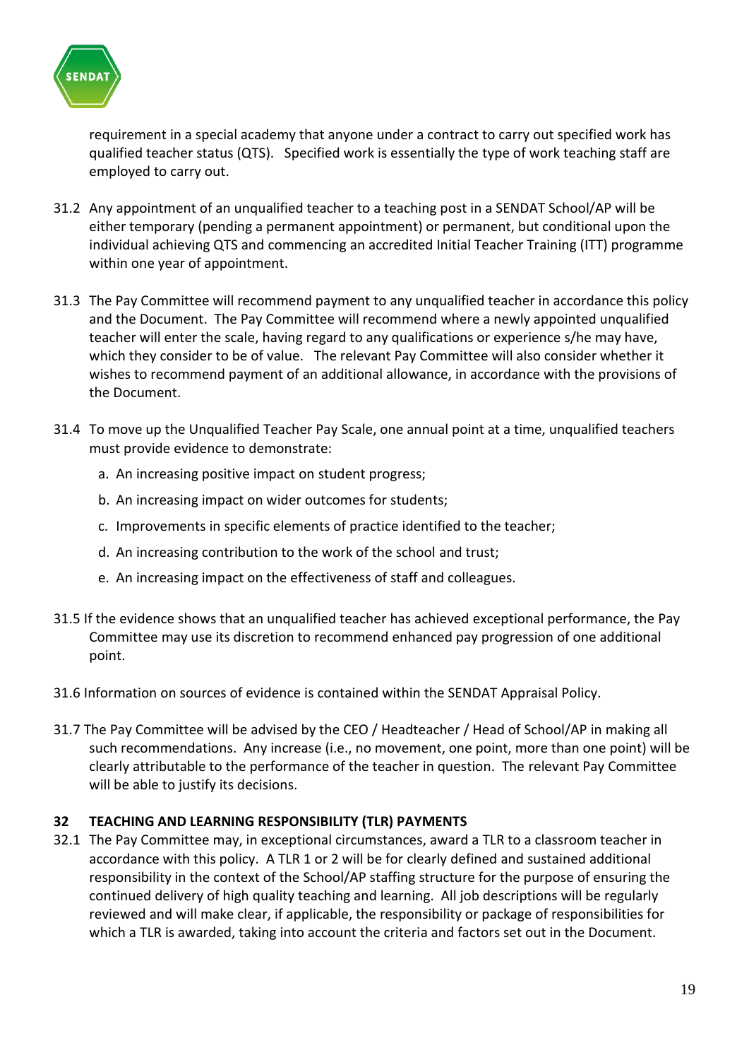requirement in a special academy that anyone under a contract to carry out specified work has qualified teacher status (QTS). Specified work is essentially the type of work teaching staff are employed to carry out.

31.2 Any appointment of an unqualified teacher to a teaching post in a SENDAT School/AP will be either temporary (pending a permanent appointment) or permanent, but conditional upon the individual achieving QTS and commencing an accredited Initial Teacher Training (ITT) programme within one year of appointment.

31.3 The Pay Committee will recommend payment to any unqualified teacher in accordance this policy and the Document. The Pay Committee will recommend where a newly appointed unqualified teacher will enter the scale, having regard to any qualifications or experience s/he may have, which they consider to be of value. The relevant Pay Committee will also consider whether it wishes to recommend payment of an additional allowance, in accordance with the provisions of the Document.

31.4 To move up the Unqualified Teacher Pay Scale, one annual point at a time, unqualified teachers must provide evidence to demonstrate:

a. An increasing positive impact on student progress;

b. An increasing impact on wider outcomes for students;

c. Improvements in specific elements of practice identified to the teacher;

d. An increasing contribution to the work of the school and trust;

e. An increasing impact on the effectiveness of staff and colleagues.

31.5 If the evidence shows that an unqualified teacher has achieved exceptional performance, the Pay Committee may use its discretion to recommend enhanced pay progression of one additional point.

31.6 Information on sources of evidence is contained within the SENDAT Appraisal Policy.

31.7 The Pay Committee will be advised by the CEO / Headteacher / Head of School/AP in making all such recommendations. Any increase (i.e., no movement, one point, more than one point) will be clearly attributable to the performance of the teacher in question. The relevant Pay Committee will be able to justify its decisions.

## 32 TEACHING AND LEARNING RESPONSIBILITY (TLR) PAYMENTS

32.1 The Pay Committee may, in exceptional circumstances, award a TLR to a classroom teacher in accordance with this policy. A TLR 1 or 2 will be for clearly defined and sustained additional responsibility in the context of the School/AP staffing structure for the purpose of ensuring the continued delivery of high quality teaching and learning. All job descriptions will be regularly reviewed and will make clear, if applicable, the responsibility or package of responsibilities for which a TLR is awarded, taking into account the criteria and factors set out in the Document.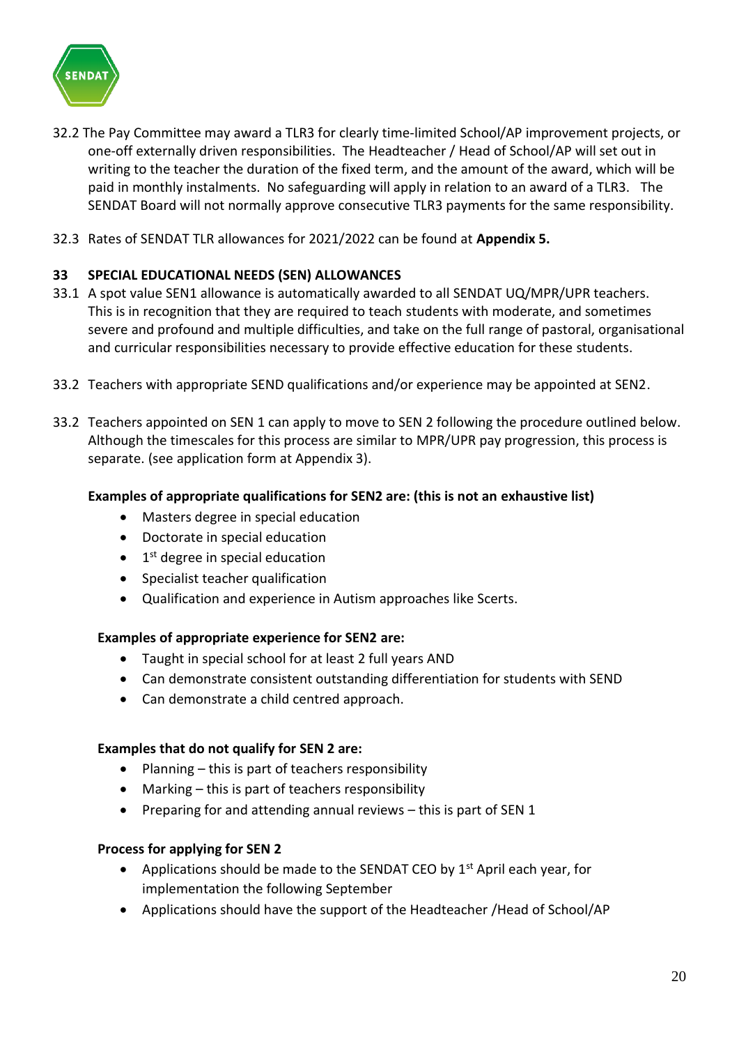32.2 The Pay Committee may award a TLR3 for clearly time-limited School/AP improvement projects, or one-off externally driven responsibilities. The Headteacher / Head of School/AP will set out in writing to the teacher the duration of the fixed term, and the amount of the award, which will be paid in monthly instalments. No safeguarding will apply in relation to an award of a TLR3. The SENDAT Board will not normally approve consecutive TLR3 payments for the same responsibility.

32.3 Rates of SENDAT TLR allowances for 2021/2022 can be found at **Appendix 5.**

## 33 SPECIAL EDUCATIONAL NEEDS (SEN) ALLOWANCES

33.1 A spot value SEN1 allowance is automatically awarded to all SENDAT UQ/MPR/UPR teachers. This is in recognition that they are required to teach students with moderate, and sometimes severe and profound and multiple difficulties, and take on the full range of pastoral, organisational and curricular responsibilities necessary to provide effective education for these students.

33.2 Teachers with appropriate SEND qualifications and/or experience may be appointed at SEN2.

33.2 Teachers appointed on SEN 1 can apply to move to SEN 2 following the procedure outlined below. Although the timescales for this process are similar to MPR/UPR pay progression, this process is separate. (see application form at Appendix 3).

**Examples of appropriate qualifications for SEN2 are: (this is not an exhaustive list)**

- Masters degree in special education
- Doctorate in special education
- 1st degree in special education
- Specialist teacher qualification
- Qualification and experience in Autism approaches like Scerts.

**Examples of appropriate experience for SEN2 are:**

- Taught in special school for at least 2 full years AND
- Can demonstrate consistent outstanding differentiation for students with SEND
- Can demonstrate a child centred approach.

**Examples that do not qualify for SEN 2 are:**

- Planning – this is part of teachers responsibility
- Marking – this is part of teachers responsibility
- Preparing for and attending annual reviews – this is part of SEN 1

**Process for applying for SEN 2**

- Applications should be made to the SENDAT CEO by 1st April each year, for implementation the following September
- Applications should have the support of the Headteacher /Head of School/AP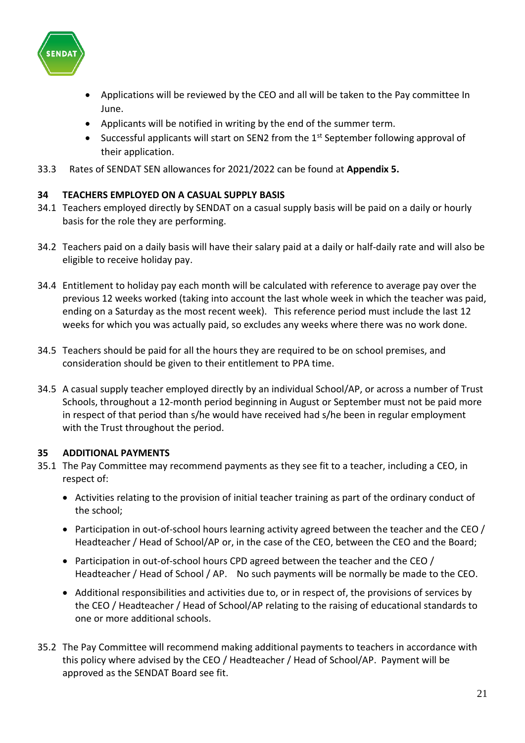- Applications will be reviewed by the CEO and all will be taken to the Pay committee In June.
- Applicants will be notified in writing by the end of the summer term.
- Successful applicants will start on SEN2 from the 1st September following approval of their application.

33.3 Rates of SENDAT SEN allowances for 2021/2022 can be found at **Appendix 5.**

## 34 TEACHERS EMPLOYED ON A CASUAL SUPPLY BASIS

34.1 Teachers employed directly by SENDAT on a casual supply basis will be paid on a daily or hourly basis for the role they are performing.

34.2 Teachers paid on a daily basis will have their salary paid at a daily or half-daily rate and will also be eligible to receive holiday pay.

34.4 Entitlement to holiday pay each month will be calculated with reference to average pay over the previous 12 weeks worked (taking into account the last whole week in which the teacher was paid, ending on a Saturday as the most recent week). This reference period must include the last 12 weeks for which you was actually paid, so excludes any weeks where there was no work done.

34.5 Teachers should be paid for all the hours they are required to be on school premises, and consideration should be given to their entitlement to PPA time.

34.5 A casual supply teacher employed directly by an individual School/AP, or across a number of Trust Schools, throughout a 12-month period beginning in August or September must not be paid more in respect of that period than s/he would have received had s/he been in regular employment with the Trust throughout the period.

## 35 ADDITIONAL PAYMENTS

35.1 The Pay Committee may recommend payments as they see fit to a teacher, including a CEO, in respect of:

- Activities relating to the provision of initial teacher training as part of the ordinary conduct of the school;
- Participation in out-of-school hours learning activity agreed between the teacher and the CEO / Headteacher / Head of School/AP or, in the case of the CEO, between the CEO and the Board;
- Participation in out-of-school hours CPD agreed between the teacher and the CEO / Headteacher / Head of School / AP. No such payments will be normally be made to the CEO.
- Additional responsibilities and activities due to, or in respect of, the provisions of services by the CEO / Headteacher / Head of School/AP relating to the raising of educational standards to one or more additional schools.

35.2 The Pay Committee will recommend making additional payments to teachers in accordance with this policy where advised by the CEO / Headteacher / Head of School/AP. Payment will be approved as the SENDAT Board see fit.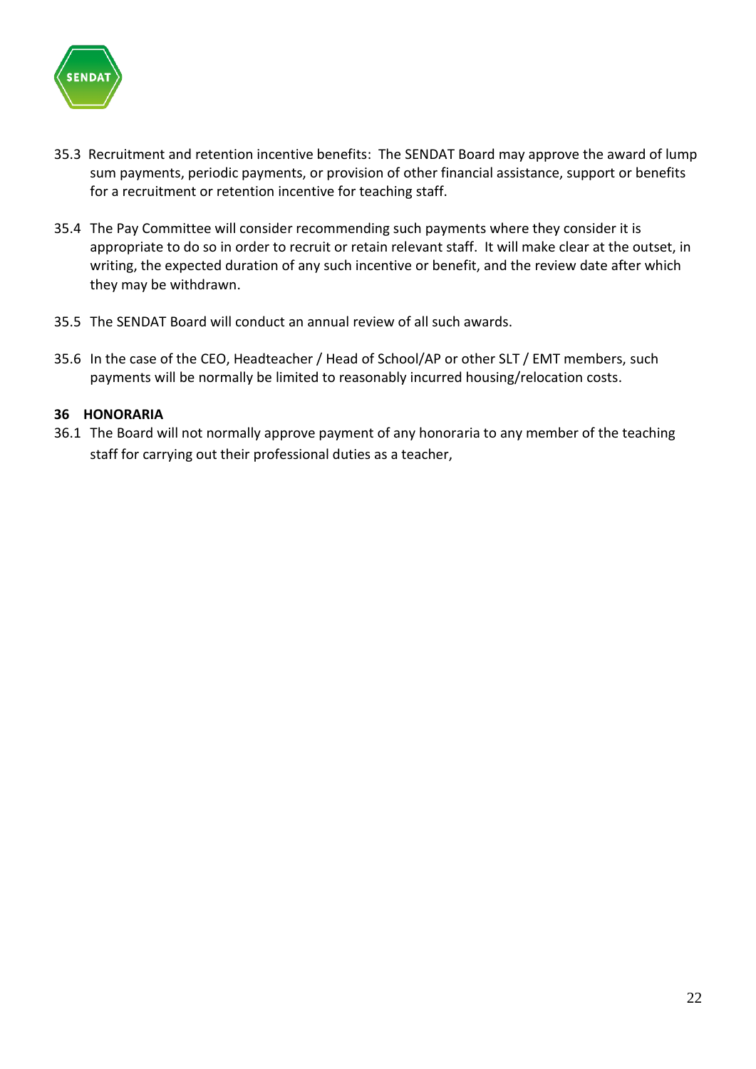35.3 Recruitment and retention incentive benefits: The SENDAT Board may approve the award of lump sum payments, periodic payments, or provision of other financial assistance, support or benefits for a recruitment or retention incentive for teaching staff.

35.4 The Pay Committee will consider recommending such payments where they consider it is appropriate to do so in order to recruit or retain relevant staff. It will make clear at the outset, in writing, the expected duration of any such incentive or benefit, and the review date after which they may be withdrawn.

35.5 The SENDAT Board will conduct an annual review of all such awards.

35.6 In the case of the CEO, Headteacher / Head of School/AP or other SLT / EMT members, such payments will be normally be limited to reasonably incurred housing/relocation costs.

**36 HONORARIA**

36.1 The Board will not normally approve payment of any honoraria to any member of the teaching staff for carrying out their professional duties as a teacher,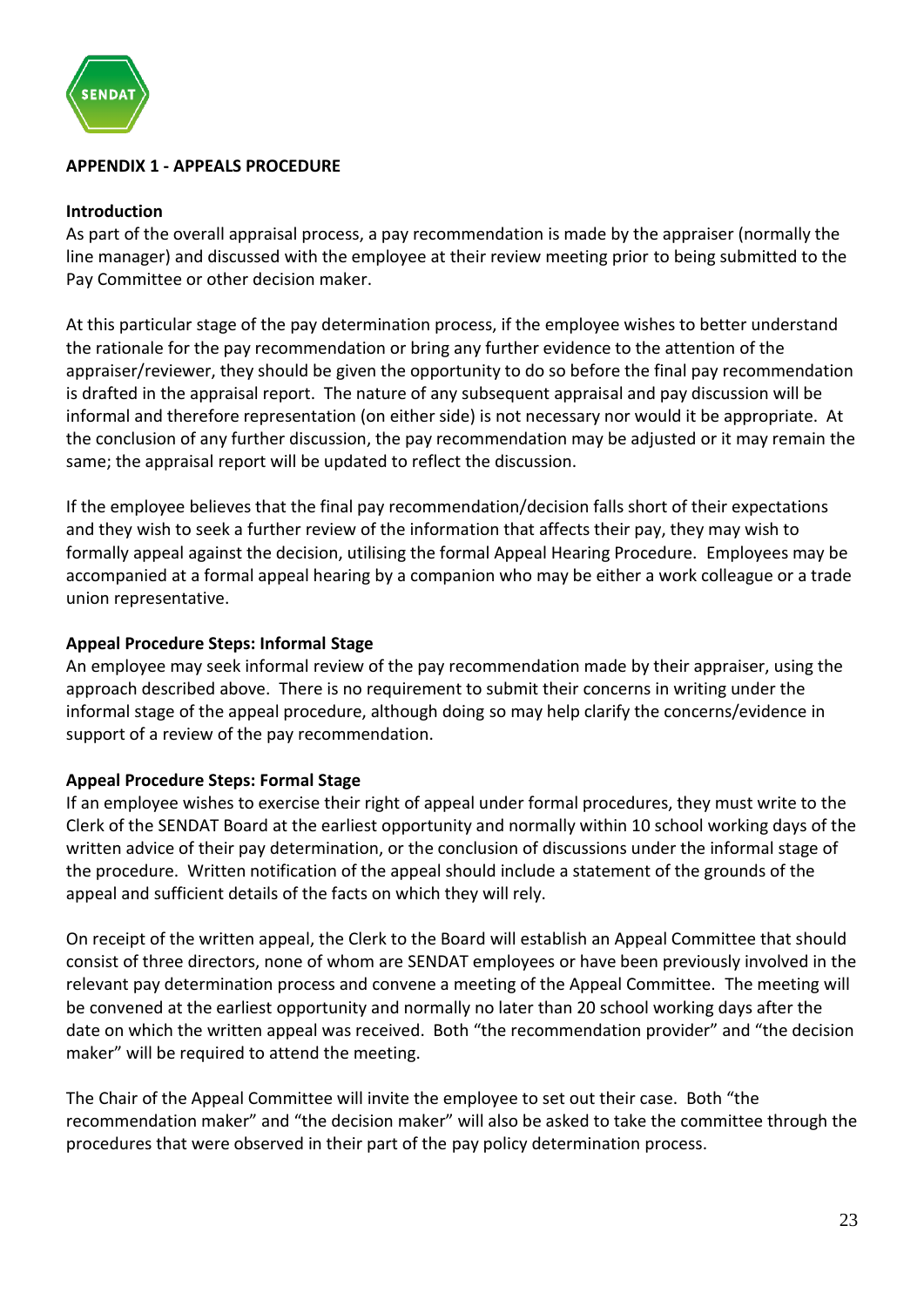**APPENDIX 1 - APPEALS PROCEDURE**

**Introduction**

As part of the overall appraisal process, a pay recommendation is made by the appraiser (normally the line manager) and discussed with the employee at their review meeting prior to being submitted to the Pay Committee or other decision maker.

At this particular stage of the pay determination process, if the employee wishes to better understand the rationale for the pay recommendation or bring any further evidence to the attention of the appraiser/reviewer, they should be given the opportunity to do so before the final pay recommendation is drafted in the appraisal report. The nature of any subsequent appraisal and pay discussion will be informal and therefore representation (on either side) is not necessary nor would it be appropriate. At the conclusion of any further discussion, the pay recommendation may be adjusted or it may remain the same; the appraisal report will be updated to reflect the discussion.

If the employee believes that the final pay recommendation/decision falls short of their expectations and they wish to seek a further review of the information that affects their pay, they may wish to formally appeal against the decision, utilising the formal Appeal Hearing Procedure. Employees may be accompanied at a formal appeal hearing by a companion who may be either a work colleague or a trade union representative.

**Appeal Procedure Steps: Informal Stage**

An employee may seek informal review of the pay recommendation made by their appraiser, using the approach described above. There is no requirement to submit their concerns in writing under the informal stage of the appeal procedure, although doing so may help clarify the concerns/evidence in support of a review of the pay recommendation.

**Appeal Procedure Steps: Formal Stage**

If an employee wishes to exercise their right of appeal under formal procedures, they must write to the Clerk of the SENDAT Board at the earliest opportunity and normally within 10 school working days of the written advice of their pay determination, or the conclusion of discussions under the informal stage of the procedure. Written notification of the appeal should include a statement of the grounds of the appeal and sufficient details of the facts on which they will rely.

On receipt of the written appeal, the Clerk to the Board will establish an Appeal Committee that should consist of three directors, none of whom are SENDAT employees or have been previously involved in the relevant pay determination process and convene a meeting of the Appeal Committee. The meeting will be convened at the earliest opportunity and normally no later than 20 school working days after the date on which the written appeal was received. Both "the recommendation provider" and "the decision maker" will be required to attend the meeting.

The Chair of the Appeal Committee will invite the employee to set out their case. Both "the recommendation maker" and "the decision maker" will also be asked to take the committee through the procedures that were observed in their part of the pay policy determination process.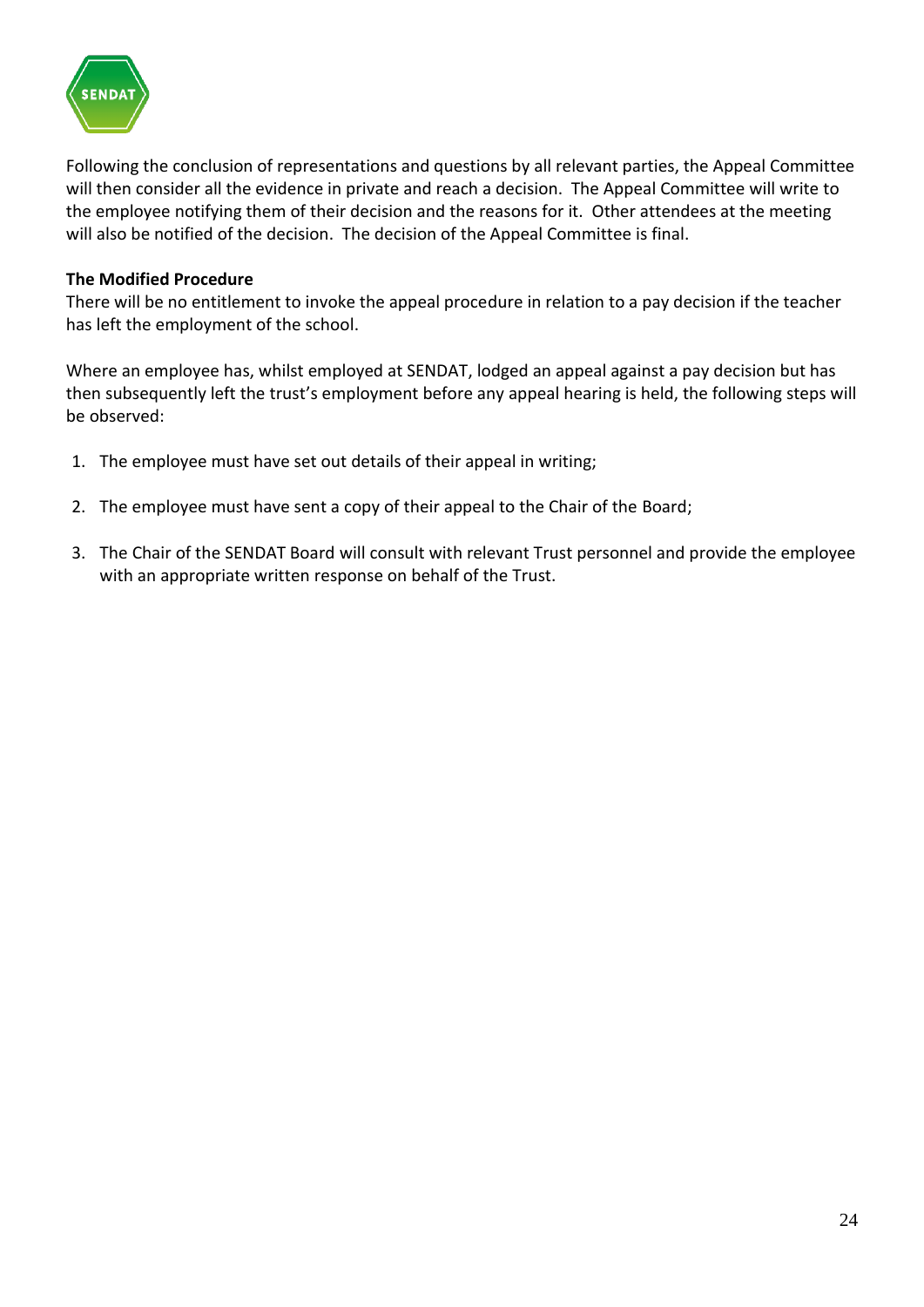Following the conclusion of representations and questions by all relevant parties, the Appeal Committee will then consider all the evidence in private and reach a decision. The Appeal Committee will write to the employee notifying them of their decision and the reasons for it. Other attendees at the meeting will also be notified of the decision. The decision of the Appeal Committee is final.

**The Modified Procedure**

There will be no entitlement to invoke the appeal procedure in relation to a pay decision if the teacher has left the employment of the school.

Where an employee has, whilst employed at SENDAT, lodged an appeal against a pay decision but has then subsequently left the trust's employment before any appeal hearing is held, the following steps will be observed:

1. The employee must have set out details of their appeal in writing;
2. The employee must have sent a copy of their appeal to the Chair of the Board;
3. The Chair of the SENDAT Board will consult with relevant Trust personnel and provide the employee with an appropriate written response on behalf of the Trust.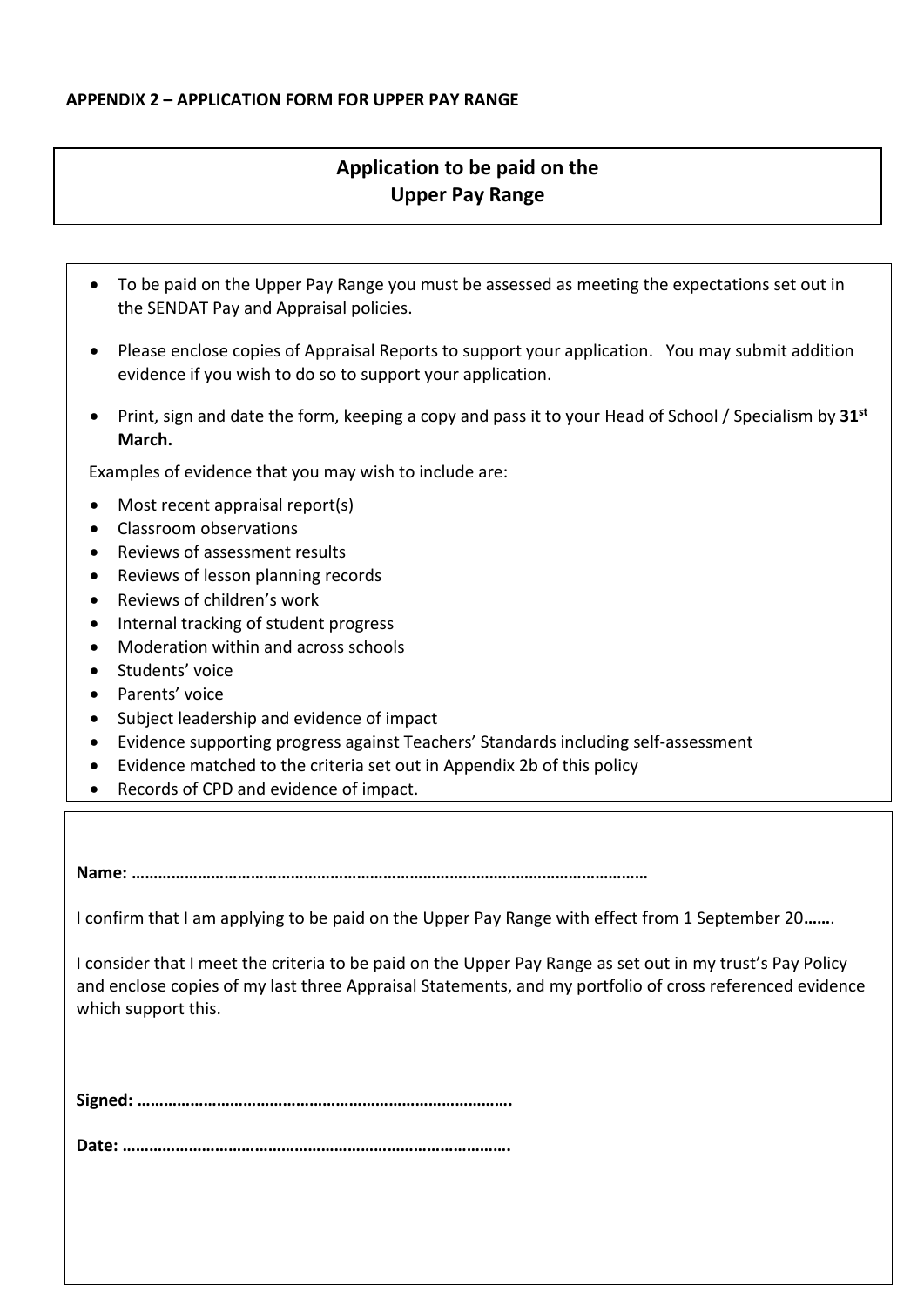**APPENDIX 2 – APPLICATION FORM FOR UPPER PAY RANGE**

## Application to be paid on the Upper Pay Range

- To be paid on the Upper Pay Range you must be assessed as meeting the expectations set out in the SENDAT Pay and Appraisal policies.
- Please enclose copies of Appraisal Reports to support your application. You may submit addition evidence if you wish to do so to support your application.
- Print, sign and date the form, keeping a copy and pass it to your Head of School / Specialism by **31st March.**

Examples of evidence that you may wish to include are:

- Most recent appraisal report(s)
- Classroom observations
- Reviews of assessment results
- Reviews of lesson planning records
- Reviews of children's work
- Internal tracking of student progress
- Moderation within and across schools
- Students' voice
- Parents' voice
- Subject leadership and evidence of impact
- Evidence supporting progress against Teachers' Standards including self-assessment
- Evidence matched to the criteria set out in Appendix 2b of this policy
- Records of CPD and evidence of impact.

**Name: ……………………………………………………………………………………………………**

I confirm that I am applying to be paid on the Upper Pay Range with effect from 1 September 20**……**.

I consider that I meet the criteria to be paid on the Upper Pay Range as set out in my trust's Pay Policy and enclose copies of my last three Appraisal Statements, and my portfolio of cross referenced evidence which support this.

**Signed: ………………………………………………………………………….**

**Date: …………………………………………………………………………….**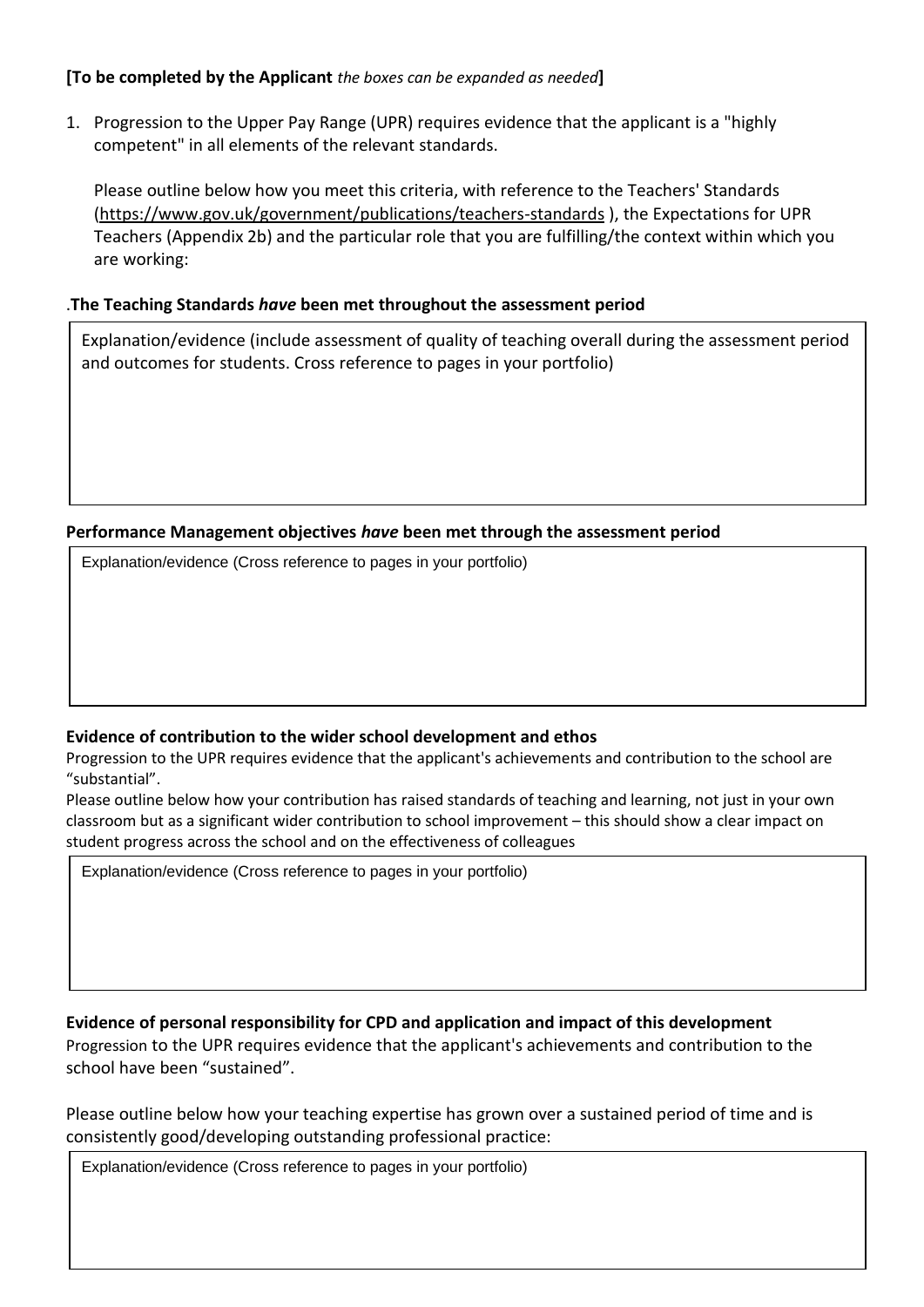**[To be completed by the Applicant** *the boxes can be expanded as needed***]**

1. Progression to the Upper Pay Range (UPR) requires evidence that the applicant is a "highly competent" in all elements of the relevant standards.

   Please outline below how you meet this criteria, with reference to the Teachers' Standards (https://www.gov.uk/government/publications/teachers-standards ), the Expectations for UPR Teachers (Appendix 2b) and the particular role that you are fulfilling/the context within which you are working:

.**The Teaching Standards *have* been met throughout the assessment period**

| Explanation/evidence (include assessment of quality of teaching overall during the assessment period and outcomes for students. Cross reference to pages in your portfolio) |
| --- |
| |

**Performance Management objectives *have* been met through the assessment period**

| Explanation/evidence (Cross reference to pages in your portfolio) |
| --- |
| |

**Evidence of contribution to the wider school development and ethos**

Progression to the UPR requires evidence that the applicant's achievements and contribution to the school are "substantial".

Please outline below how your contribution has raised standards of teaching and learning, not just in your own classroom but as a significant wider contribution to school improvement – this should show a clear impact on student progress across the school and on the effectiveness of colleagues

| Explanation/evidence (Cross reference to pages in your portfolio) |
| --- |
| |

**Evidence of personal responsibility for CPD and application and impact of this development**

Progression to the UPR requires evidence that the applicant's achievements and contribution to the school have been "sustained".

Please outline below how your teaching expertise has grown over a sustained period of time and is consistently good/developing outstanding professional practice:

| Explanation/evidence (Cross reference to pages in your portfolio) |
| --- |
| |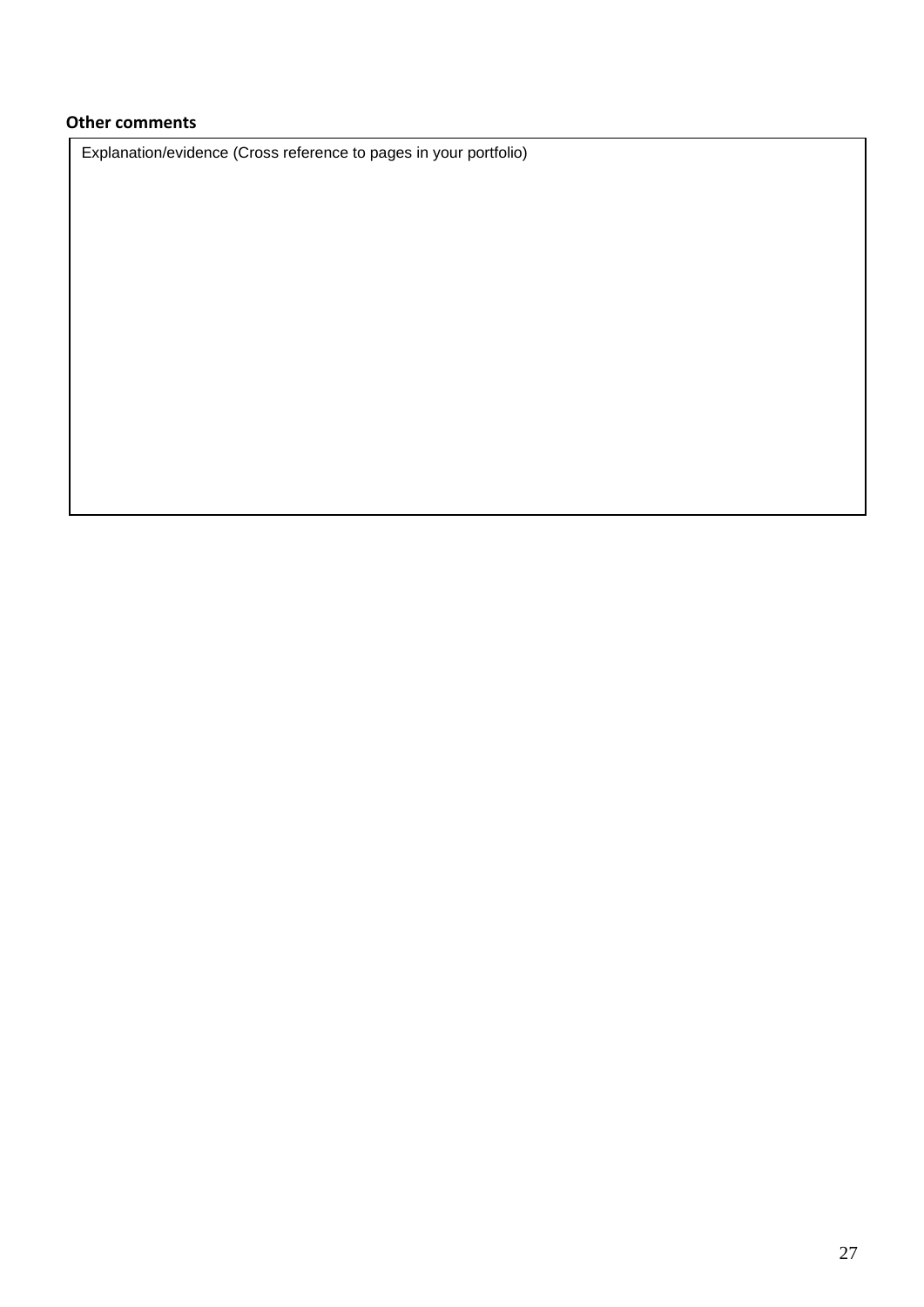**Other comments**

| Explanation/evidence (Cross reference to pages in your portfolio) |
| --- |
| |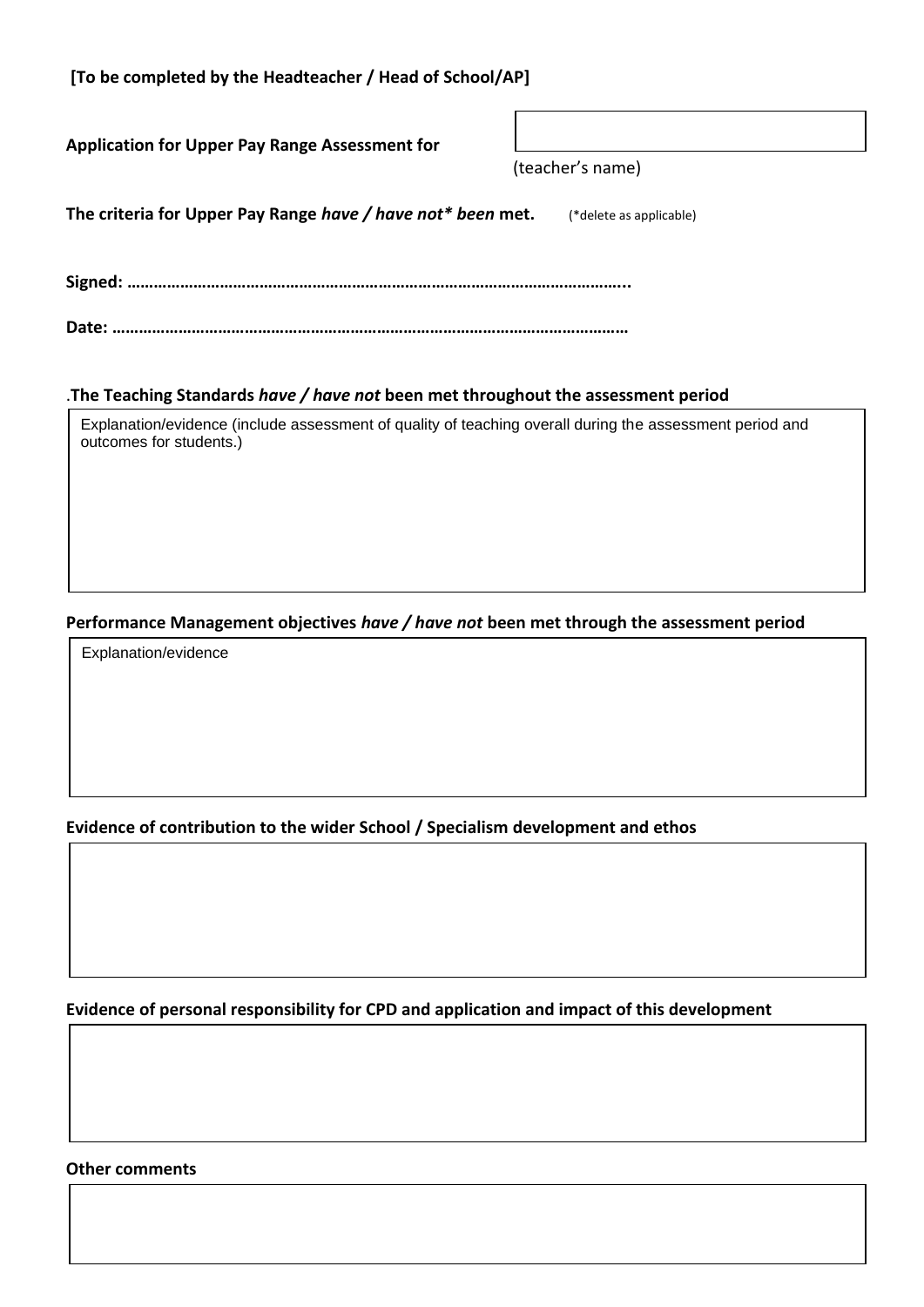**[To be completed by the Headteacher / Head of School/AP]**

**Application for Upper Pay Range Assessment for** 

(teacher's name)

**The criteria for Upper Pay Range *have / have not* been* met.** (*delete as applicable)

**Signed: ……………………………………………………………………………………………..**

**Date: ………………………………………………………………………………………………………**

.**The Teaching Standards *have / have not* been met throughout the assessment period**

| Explanation/evidence (include assessment of quality of teaching overall during the assessment period and outcomes for students.) |
|---|
| |

**Performance Management objectives *have / have not* been met through the assessment period**

| Explanation/evidence |
|---|
| |

**Evidence of contribution to the wider School / Specialism development and ethos**

| |
|---|
| |

**Evidence of personal responsibility for CPD and application and impact of this development**

| |
|---|
| |

**Other comments**

| |
|---|
| |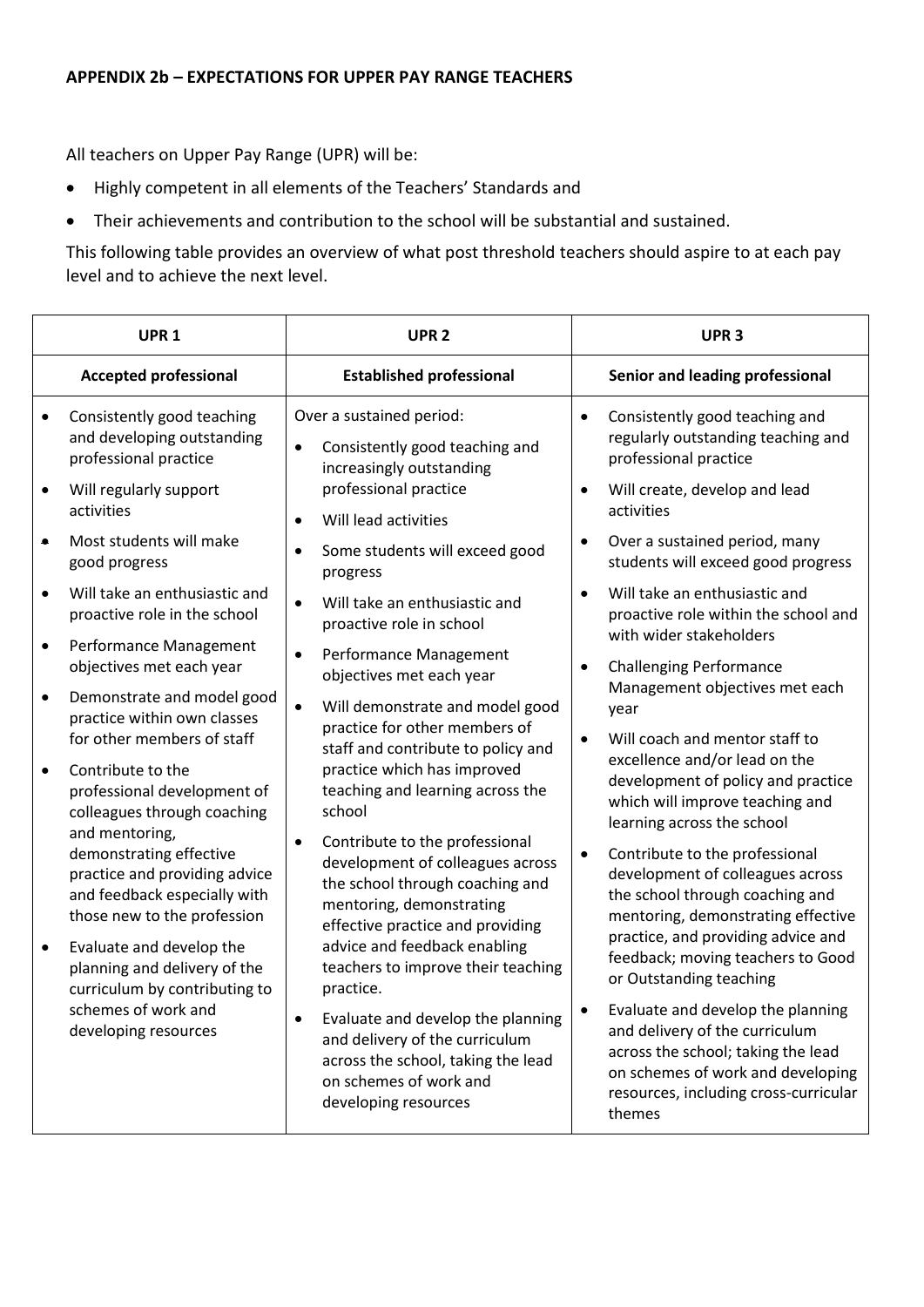**APPENDIX 2b – EXPECTATIONS FOR UPPER PAY RANGE TEACHERS**

All teachers on Upper Pay Range (UPR) will be:

- Highly competent in all elements of the Teachers' Standards and
- Their achievements and contribution to the school will be substantial and sustained.

This following table provides an overview of what post threshold teachers should aspire to at each pay level and to achieve the next level.

| UPR 1 | UPR 2 | UPR 3 |
|---|---|---|
| **Accepted professional** | **Established professional** | **Senior and leading professional** |
| • Consistently good teaching and developing outstanding professional practice<br>• Will regularly support activities<br>• Most students will make good progress<br>• Will take an enthusiastic and proactive role in the school<br>• Performance Management objectives met each year<br>• Demonstrate and model good practice within own classes for other members of staff<br>• Contribute to the professional development of colleagues through coaching and mentoring, demonstrating effective practice and providing advice and feedback especially with those new to the profession<br>• Evaluate and develop the planning and delivery of the curriculum by contributing to schemes of work and developing resources | Over a sustained period:<br>• Consistently good teaching and increasingly outstanding professional practice<br>• Will lead activities<br>• Some students will exceed good progress<br>• Will take an enthusiastic and proactive role in school<br>• Performance Management objectives met each year<br>• Will demonstrate and model good practice for other members of staff and contribute to policy and practice which has improved teaching and learning across the school<br>• Contribute to the professional development of colleagues across the school through coaching and mentoring, demonstrating effective practice and providing advice and feedback enabling teachers to improve their teaching practice.<br>• Evaluate and develop the planning and delivery of the curriculum across the school, taking the lead on schemes of work and developing resources | • Consistently good teaching and regularly outstanding teaching and professional practice<br>• Will create, develop and lead activities<br>• Over a sustained period, many students will exceed good progress<br>• Will take an enthusiastic and proactive role within the school and with wider stakeholders<br>• Challenging Performance Management objectives met each year<br>• Will coach and mentor staff to excellence and/or lead on the development of policy and practice which will improve teaching and learning across the school<br>• Contribute to the professional development of colleagues across the school through coaching and mentoring, demonstrating effective practice, and providing advice and feedback; moving teachers to Good or Outstanding teaching<br>• Evaluate and develop the planning and delivery of the curriculum across the school; taking the lead on schemes of work and developing resources, including cross-curricular themes |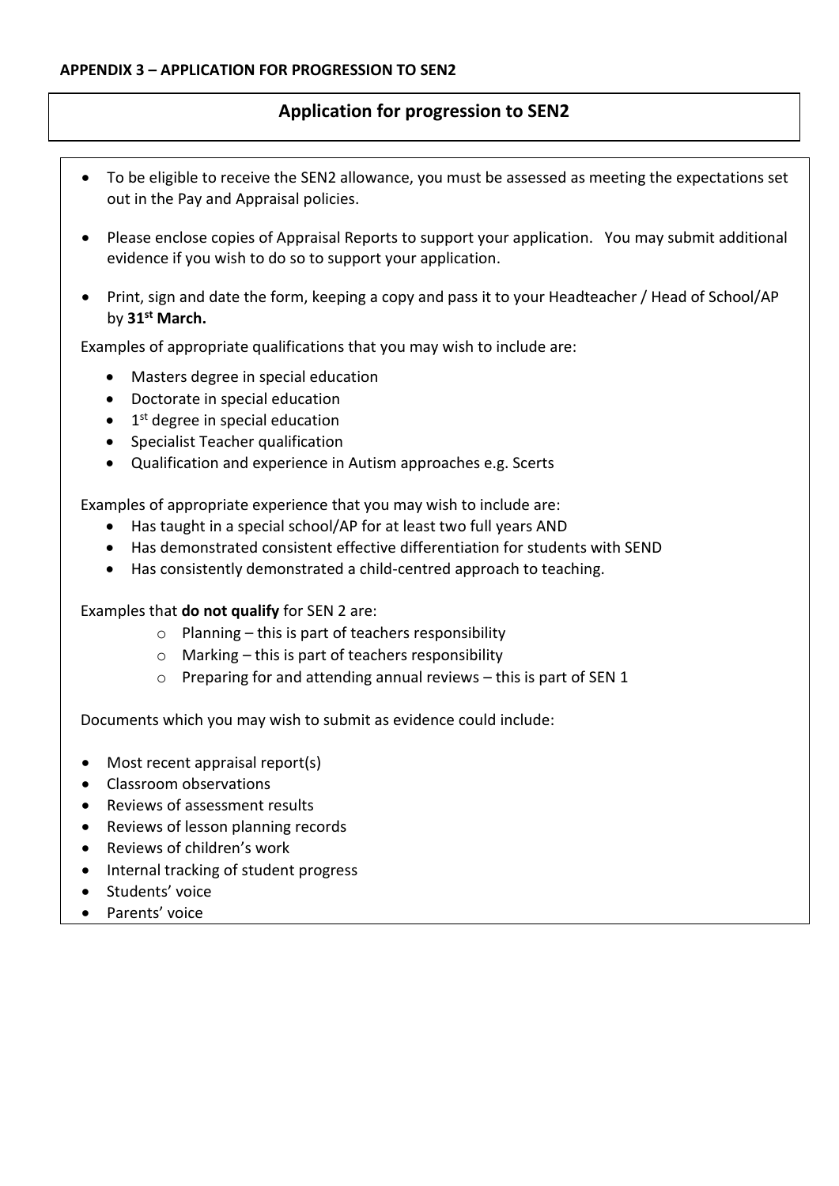**APPENDIX 3 – APPLICATION FOR PROGRESSION TO SEN2**

## Application for progression to SEN2

- To be eligible to receive the SEN2 allowance, you must be assessed as meeting the expectations set out in the Pay and Appraisal policies.
- Please enclose copies of Appraisal Reports to support your application. You may submit additional evidence if you wish to do so to support your application.
- Print, sign and date the form, keeping a copy and pass it to your Headteacher / Head of School/AP by **31st March.**

Examples of appropriate qualifications that you may wish to include are:

- Masters degree in special education
- Doctorate in special education
- 1st degree in special education
- Specialist Teacher qualification
- Qualification and experience in Autism approaches e.g. Scerts

Examples of appropriate experience that you may wish to include are:

- Has taught in a special school/AP for at least two full years AND
- Has demonstrated consistent effective differentiation for students with SEND
- Has consistently demonstrated a child-centred approach to teaching.

Examples that **do not qualify** for SEN 2 are:

- Planning – this is part of teachers responsibility
- Marking – this is part of teachers responsibility
- Preparing for and attending annual reviews – this is part of SEN 1

Documents which you may wish to submit as evidence could include:

- Most recent appraisal report(s)
- Classroom observations
- Reviews of assessment results
- Reviews of lesson planning records
- Reviews of children's work
- Internal tracking of student progress
- Students' voice
- Parents' voice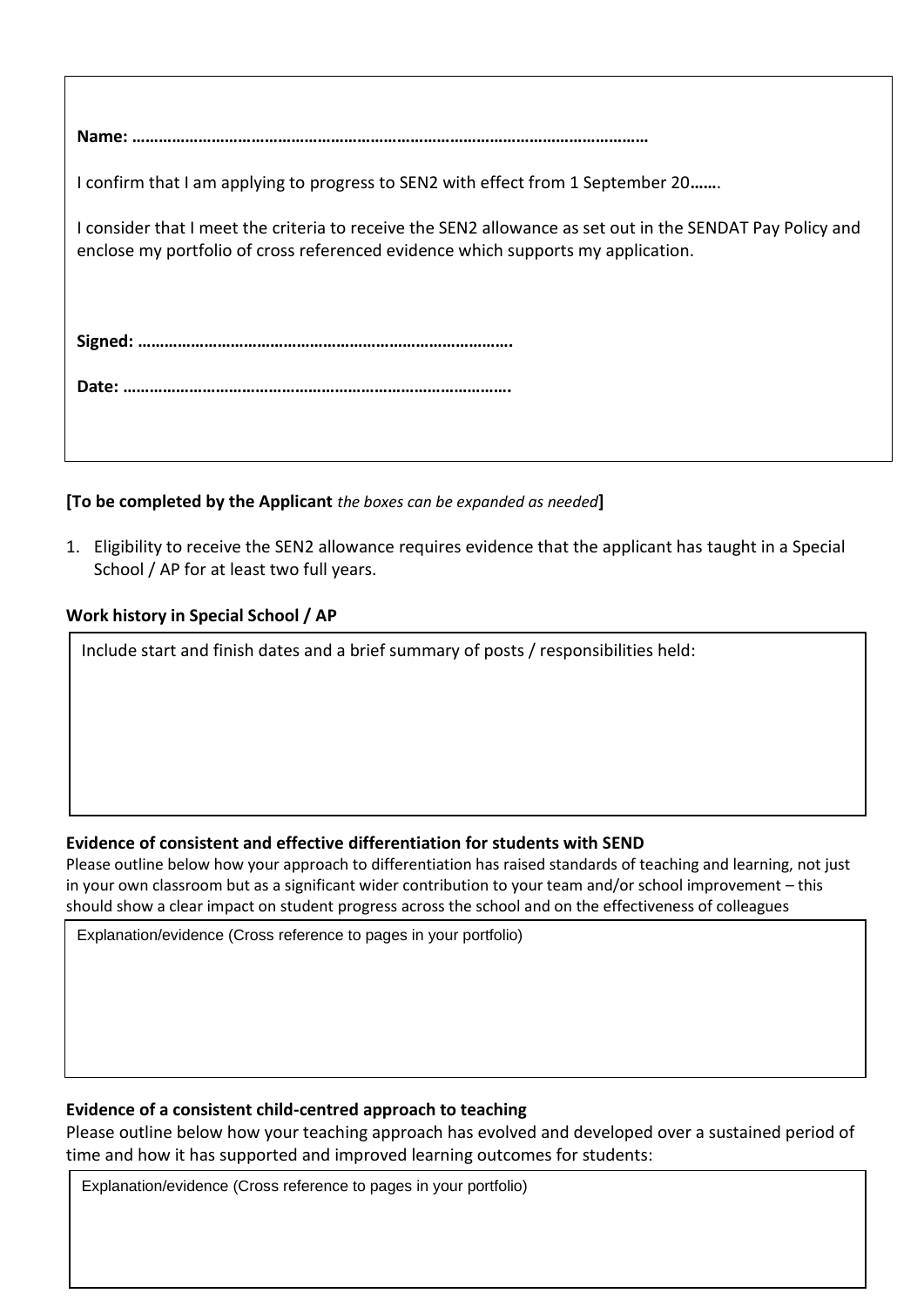**Name: ……………………………………………………………………………………………………**

I confirm that I am applying to progress to SEN2 with effect from 1 September 20**……**.

I consider that I meet the criteria to receive the SEN2 allowance as set out in the SENDAT Pay Policy and enclose my portfolio of cross referenced evidence which supports my application.

**Signed: ………………………………………………………………………..**

**Date: …………………………………………………………………………….**

**[To be completed by the Applicant** *the boxes can be expanded as needed***]**

1. Eligibility to receive the SEN2 allowance requires evidence that the applicant has taught in a Special School / AP for at least two full years.

**Work history in Special School / AP**

| Include start and finish dates and a brief summary of posts / responsibilities held: |
| --- |
| |

**Evidence of consistent and effective differentiation for students with SEND**

Please outline below how your approach to differentiation has raised standards of teaching and learning, not just in your own classroom but as a significant wider contribution to your team and/or school improvement – this should show a clear impact on student progress across the school and on the effectiveness of colleagues

| Explanation/evidence (Cross reference to pages in your portfolio) |
| --- |
| |

**Evidence of a consistent child-centred approach to teaching**

Please outline below how your teaching approach has evolved and developed over a sustained period of time and how it has supported and improved learning outcomes for students:

| Explanation/evidence (Cross reference to pages in your portfolio) |
| --- |
| |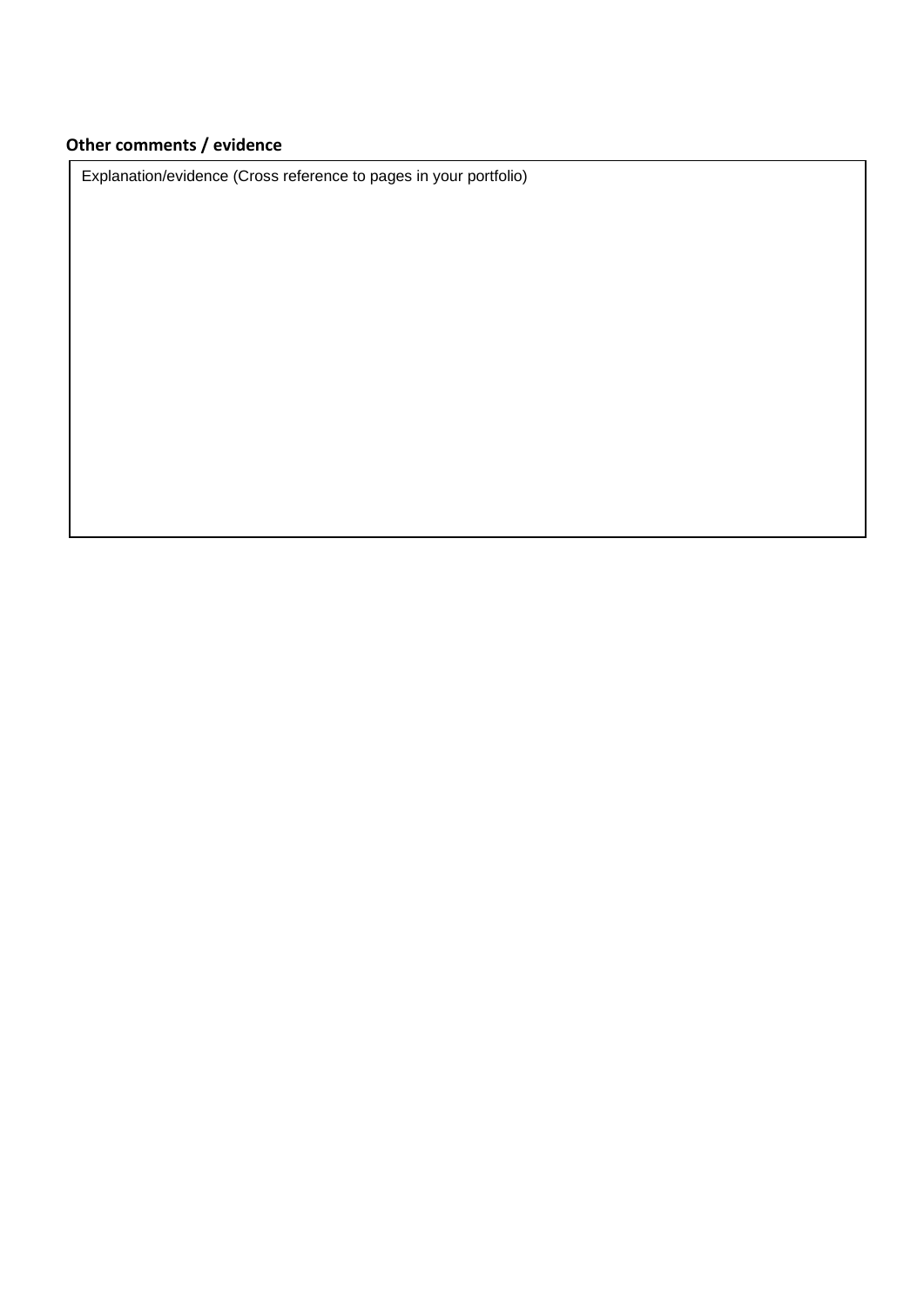**Other comments / evidence**

| Explanation/evidence (Cross reference to pages in your portfolio) |
| --- |
| |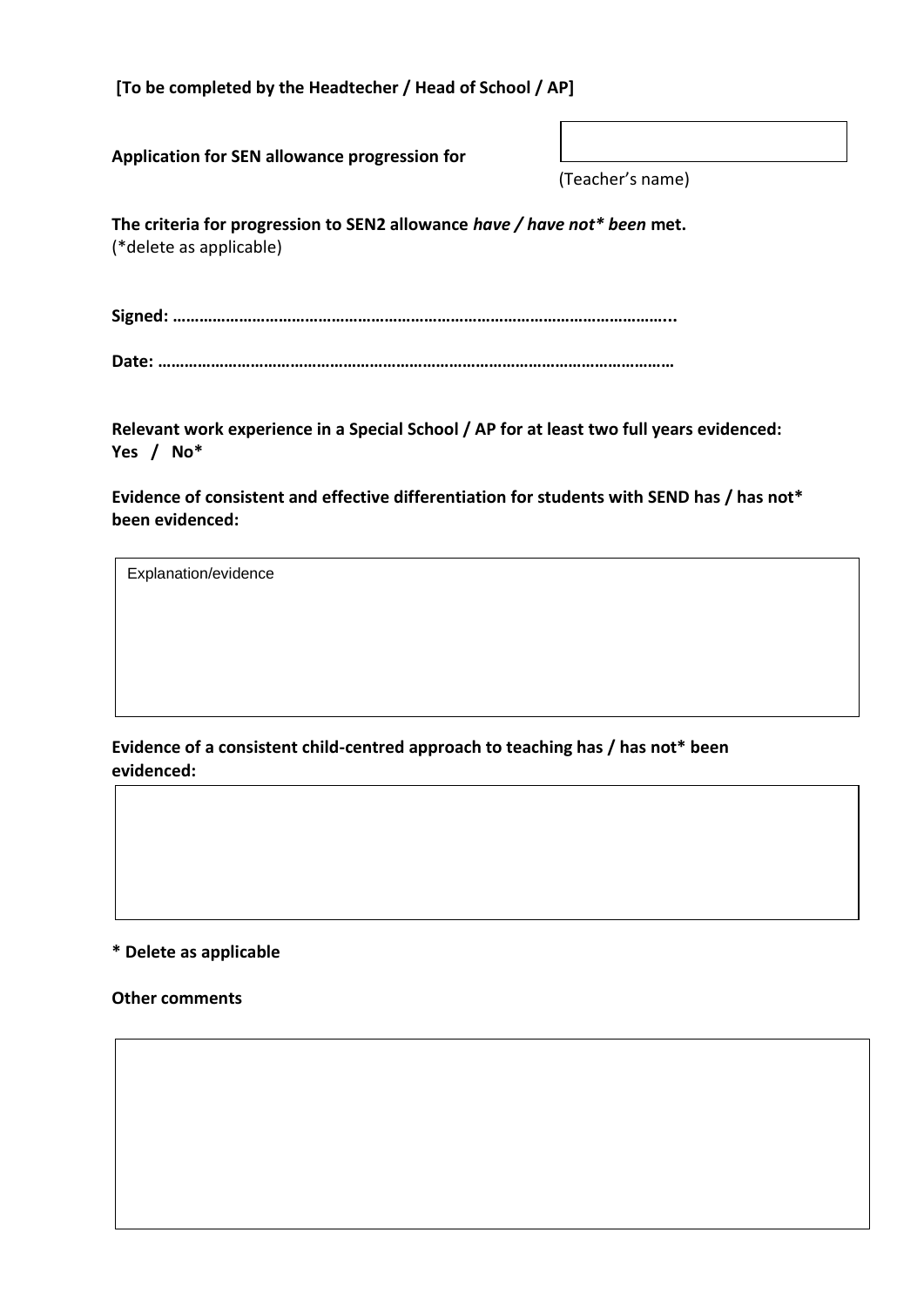**[To be completed by the Headtecher / Head of School / AP]**

**Application for SEN allowance progression for** 

| |
|---|
| |

(Teacher's name)

**The criteria for progression to SEN2 allowance *have / have not* been* met.**
(*delete as applicable)

**Signed: ……………………………………………………………………………………………...**

**Date: ……………………………………………………………………………………………………**

**Relevant work experience in a Special School / AP for at least two full years evidenced: Yes / No***

**Evidence of consistent and effective differentiation for students with SEND has / has not* been evidenced:**

| Explanation/evidence |
|---|
| |

**Evidence of a consistent child-centred approach to teaching has / has not* been evidenced:**

| |
|---|
| |

**\* Delete as applicable**

**Other comments**

| |
|---|
| |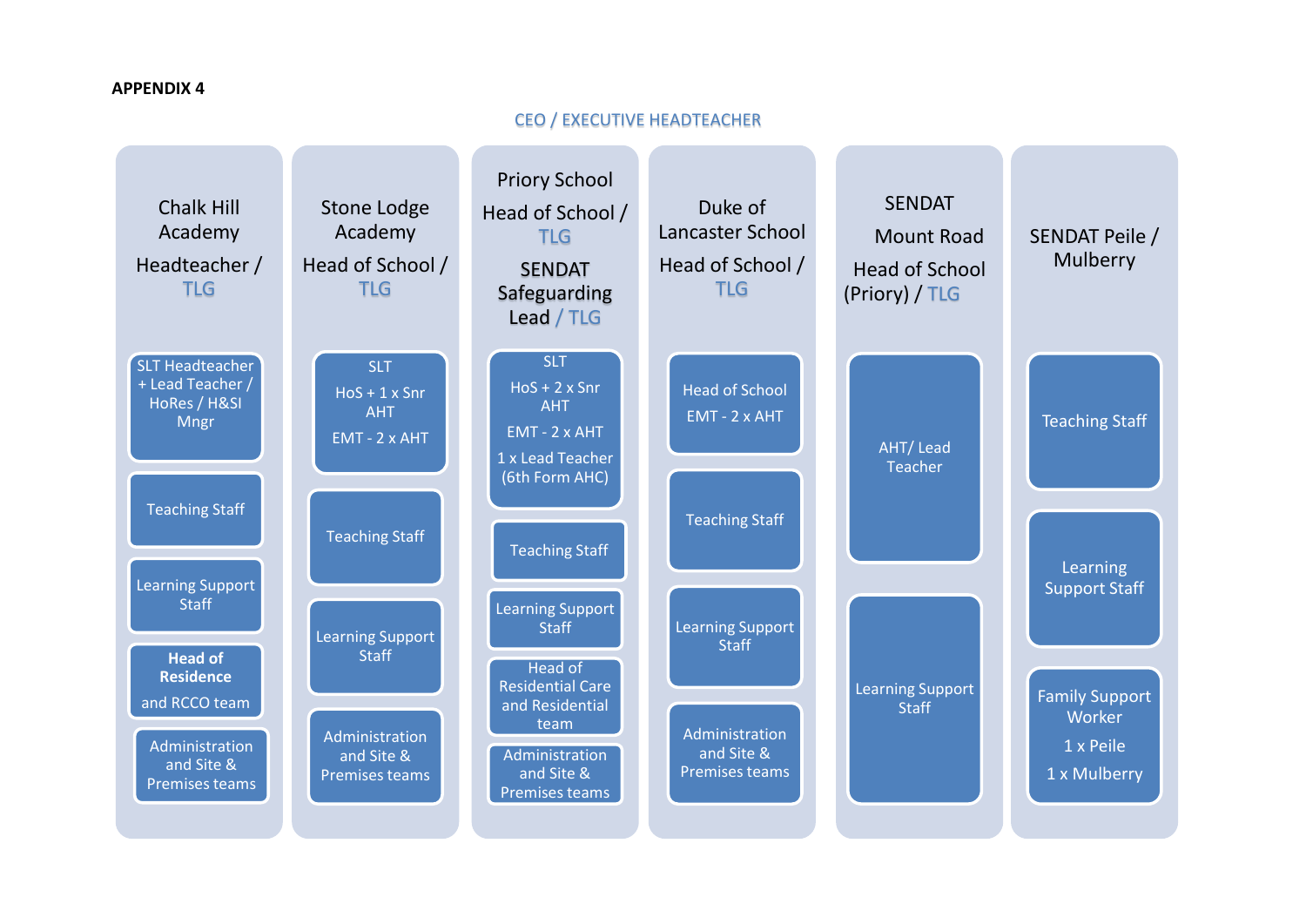**APPENDIX 4**

CEO / EXECUTIVE HEADTEACHER

| Chalk Hill Academy<br>Headteacher / TLG | Stone Lodge Academy<br>Head of School / TLG | Priory School<br>Head of School / TLG<br>SENDAT Safeguarding Lead / TLG | Duke of Lancaster School<br>Head of School / TLG | SENDAT<br>Mount Road<br>Head of School (Priory) / TLG | SENDAT Peile / Mulberry |
|---|---|---|---|---|---|
| SLT Headteacher + Lead Teacher / HoRes / H&SI Mngr | SLT<br>HoS + 1 x Snr AHT<br>EMT - 2 x AHT | SLT<br>HoS + 2 x Snr AHT<br>EMT - 2 x AHT<br>1 x Lead Teacher (6th Form AHC) | Head of School<br>EMT - 2 x AHT | AHT/ Lead Teacher | Teaching Staff |
| Teaching Staff | Teaching Staff | Teaching Staff | Teaching Staff | Learning Support Staff | Learning Support Staff |
| Learning Support Staff | Learning Support Staff | Learning Support Staff | Learning Support Staff | | Family Support Worker<br>1 x Peile<br>1 x Mulberry |
| **Head of Residence** and RCCO team | Administration and Site & Premises teams | Head of Residential Care and Residential team | Administration and Site & Premises teams | | |
| Administration and Site & Premises teams | | Administration and Site & Premises teams | | | |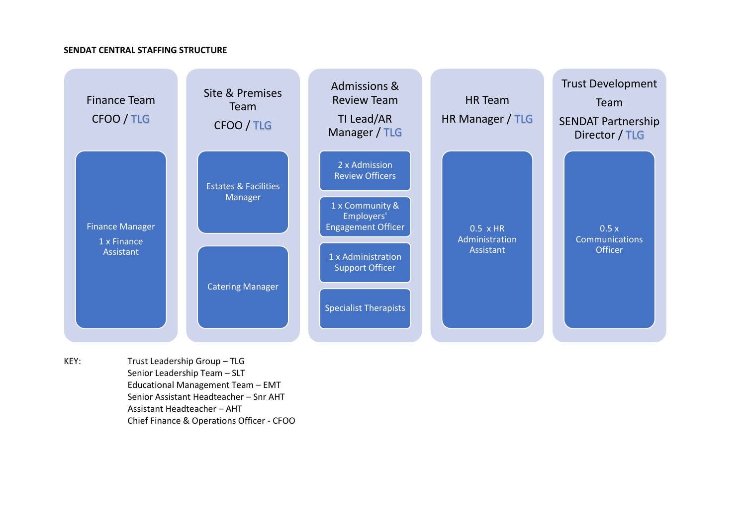**SENDAT CENTRAL STAFFING STRUCTURE**

### Finance Team
CFOO / TLG

- Finance Manager
  1 x Finance Assistant

### Site & Premises Team
CFOO / TLG

- Estates & Facilities Manager
- Catering Manager

### Admissions & Review Team
TI Lead/AR Manager / TLG

- 2 x Admission Review Officers
- 1 x Community & Employers' Engagement Officer
- 1 x Administration Support Officer
- Specialist Therapists

### HR Team
HR Manager / TLG

- 0.5 x HR Administration Assistant

### Trust Development Team
SENDAT Partnership Director / TLG

- 0.5 x Communications Officer

KEY:

Trust Leadership Group – TLG
Senior Leadership Team – SLT
Educational Management Team – EMT
Senior Assistant Headteacher – Snr AHT
Assistant Headteacher – AHT
Chief Finance & Operations Officer - CFOO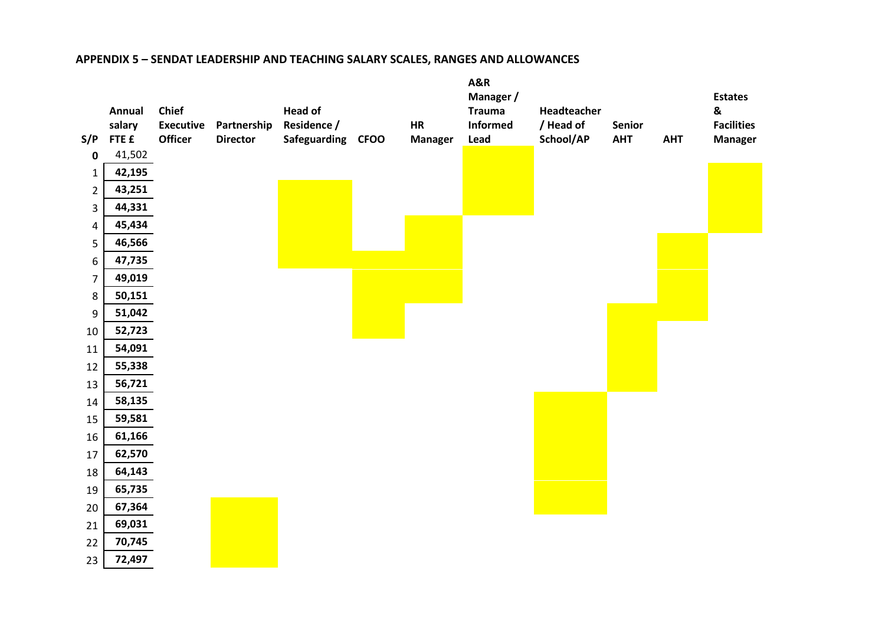**APPENDIX 5 – SENDAT LEADERSHIP AND TEACHING SALARY SCALES, RANGES AND ALLOWANCES**

| S/P | Annual salary FTE £ | Chief Executive Officer | Partnership Director | Head of Residence / Safeguarding | CFOO | HR Manager | A&R Manager / Trauma Informed Lead | Headteacher / Head of School/AP | Senior AHT | AHT | Estates & Facilities Manager |
|---|---|---|---|---|---|---|---|---|---|---|---|
| **0** | 41,502 | | | | | | | | | | |
| 1 | **42,195** | | | | | | | | | | |
| 2 | **43,251** | | | | | | | | | | |
| 3 | **44,331** | | | | | | | | | | |
| 4 | **45,434** | | | | | | | | | | |
| 5 | **46,566** | | | | | | | | | | |
| 6 | **47,735** | | | | | | | | | | |
| 7 | **49,019** | | | | | | | | | | |
| 8 | **50,151** | | | | | | | | | | |
| 9 | **51,042** | | | | | | | | | | |
| 10 | **52,723** | | | | | | | | | | |
| 11 | **54,091** | | | | | | | | | | |
| 12 | **55,338** | | | | | | | | | | |
| 13 | **56,721** | | | | | | | | | | |
| 14 | **58,135** | | | | | | | | | | |
| 15 | **59,581** | | | | | | | | | | |
| 16 | **61,166** | | | | | | | | | | |
| 17 | **62,570** | | | | | | | | | | |
| 18 | **64,143** | | | | | | | | | | |
| 19 | **65,735** | | | | | | | | | | |
| 20 | **67,364** | | | | | | | | | | |
| 21 | **69,031** | | | | | | | | | | |
| 22 | **70,745** | | | | | | | | | | |
| 23 | **72,497** | | | | | | | | | | |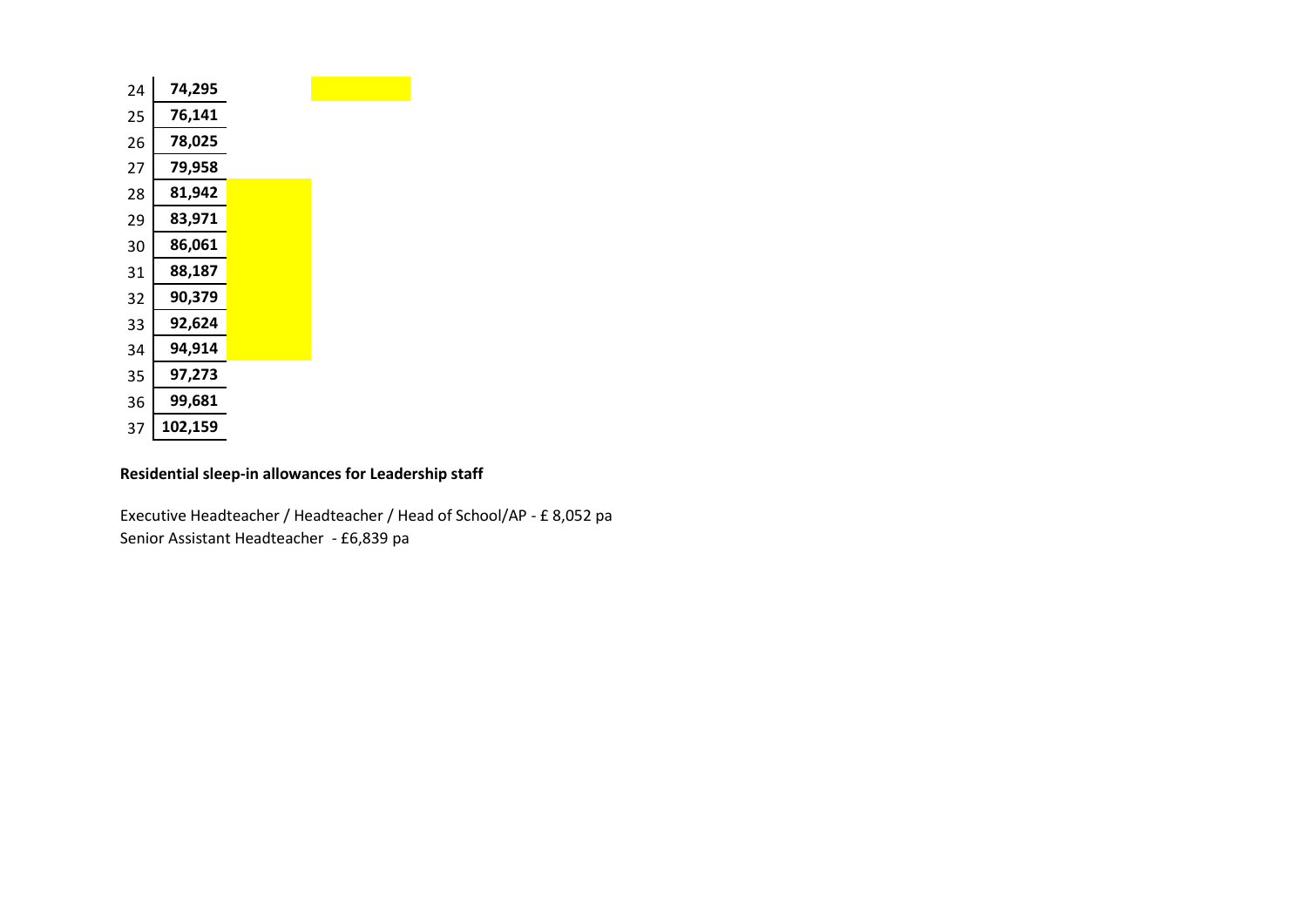| | |
|---|---|
| 24 | **74,295** |
| 25 | **76,141** |
| 26 | **78,025** |
| 27 | **79,958** |
| 28 | **81,942** |
| 29 | **83,971** |
| 30 | **86,061** |
| 31 | **88,187** |
| 32 | **90,379** |
| 33 | **92,624** |
| 34 | **94,914** |
| 35 | **97,273** |
| 36 | **99,681** |
| 37 | **102,159** |

**Residential sleep-in allowances for Leadership staff**

Executive Headteacher / Headteacher / Head of School/AP - £ 8,052 pa
Senior Assistant Headteacher - £6,839 pa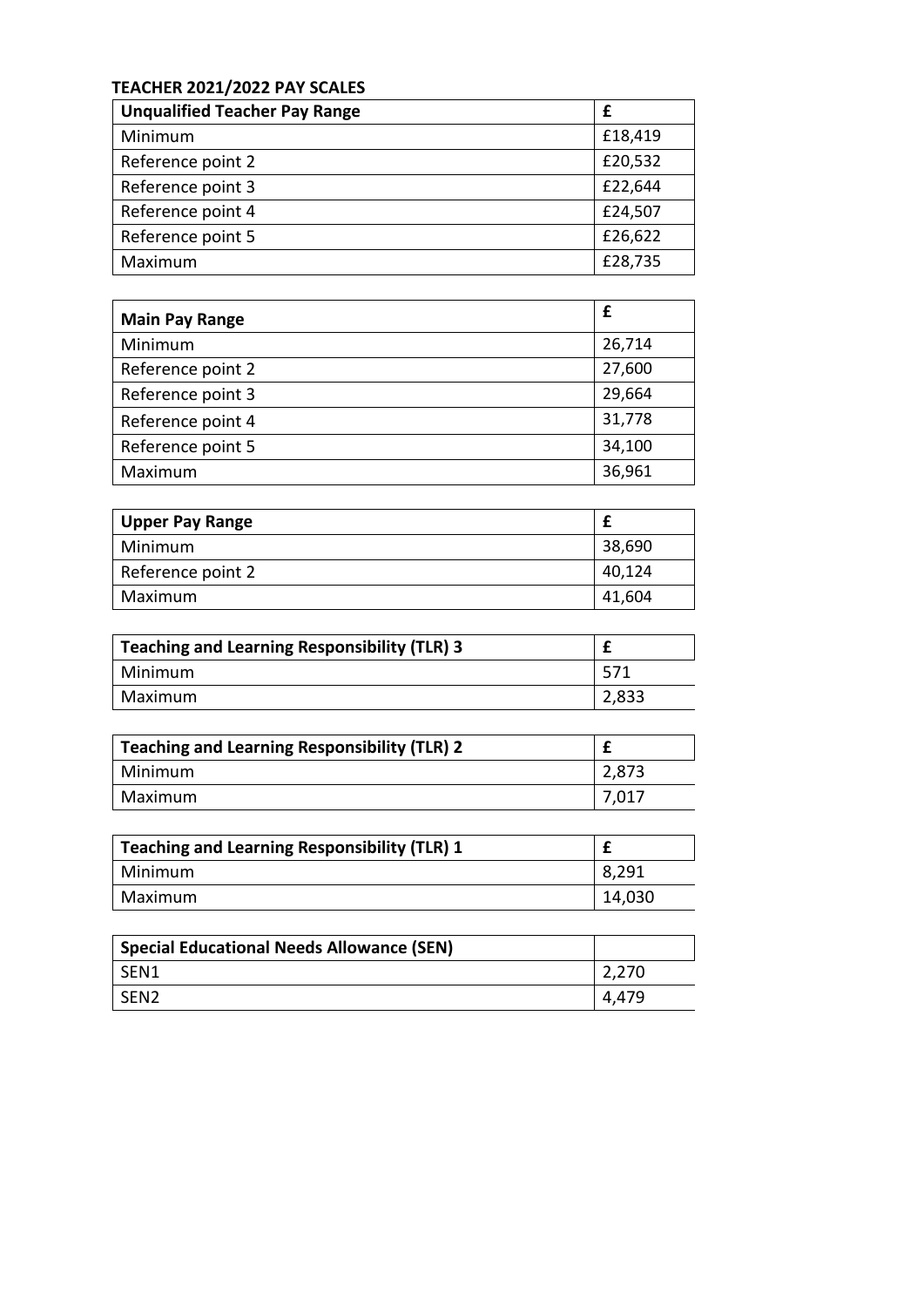**TEACHER 2021/2022 PAY SCALES**

| Unqualified Teacher Pay Range | £ |
|---|---|
| Minimum | £18,419 |
| Reference point 2 | £20,532 |
| Reference point 3 | £22,644 |
| Reference point 4 | £24,507 |
| Reference point 5 | £26,622 |
| Maximum | £28,735 |

| Main Pay Range | £ |
|---|---|
| Minimum | 26,714 |
| Reference point 2 | 27,600 |
| Reference point 3 | 29,664 |
| Reference point 4 | 31,778 |
| Reference point 5 | 34,100 |
| Maximum | 36,961 |

| Upper Pay Range | £ |
|---|---|
| Minimum | 38,690 |
| Reference point 2 | 40,124 |
| Maximum | 41,604 |

| Teaching and Learning Responsibility (TLR) 3 | £ |
|---|---|
| Minimum | 571 |
| Maximum | 2,833 |

| Teaching and Learning Responsibility (TLR) 2 | £ |
|---|---|
| Minimum | 2,873 |
| Maximum | 7,017 |

| Teaching and Learning Responsibility (TLR) 1 | £ |
|---|---|
| Minimum | 8,291 |
| Maximum | 14,030 |

| Special Educational Needs Allowance (SEN) | |
|---|---|
| SEN1 | 2,270 |
| SEN2 | 4,479 |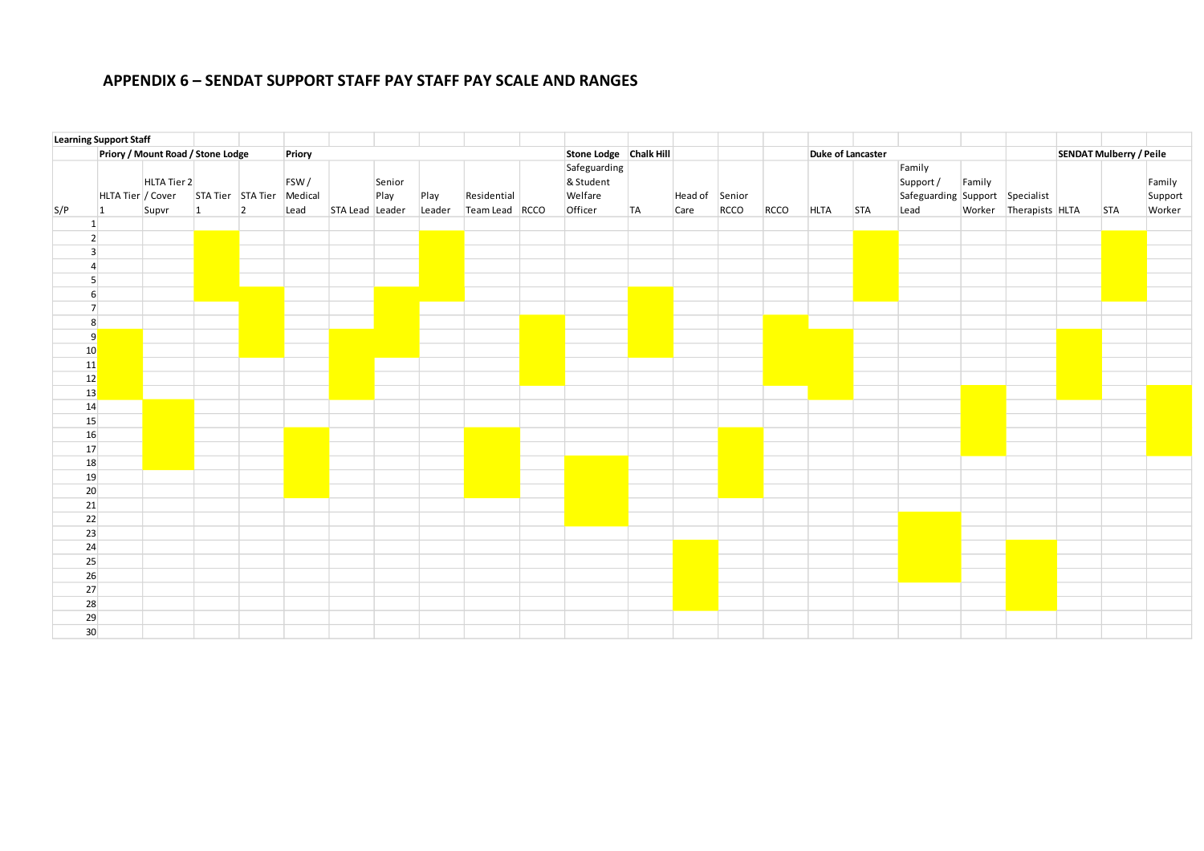## APPENDIX 6 – SENDAT SUPPORT STAFF PAY STAFF PAY SCALE AND RANGES

| Learning Support Staff | | | | | | | | | | | | | | | | | | | | | | | |
|---|---|---|---|---|---|---|---|---|---|---|---|---|---|---|---|---|---|---|---|---|---|---|---|
| | Priory / Mount Road / Stone Lodge | | | | Priory | | | | | | Stone Lodge | Chalk Hill | | | | Duke of Lancaster | | | | | SENDAT Mulberry / Peile | | |
| S/P | HLTA Tier 1 | HLTA Tier 2 / Cover Supvr | STA Tier 1 | STA Tier 2 | FSW / Medical Lead | STA Lead | Senior Play Leader | Play Leader | Residential Team Lead | RCCO | Safeguarding & Student Welfare Officer | TA | Head of Care | Senior RCCO | RCCO | HLTA | STA | Family Support / Safeguarding Lead | Family Support Worker | Specialist Therapists | HLTA | STA | Family Support Worker |
| 1 | | | | | | | | | | | | | | | | | | | | | | | |
| 2 | | | X | | | | | X | | | | | | | | | X | | | | | X | |
| 3 | | | X | | | | | X | | | | | | | | | X | | | | | X | |
| 4 | | | X | | | | | X | | | | | | | | | X | | | | | X | |
| 5 | | | X | | | | | X | | | | | | | | | X | | | | | X | |
| 6 | | | X | X | | | X | X | | | | X | | | | | X | | | | | X | |
| 7 | | | | X | | | X | | | | | X | | | | | | | | | | | |
| 8 | | | | X | | | X | | | X | | X | | | X | | | | | | | | |
| 9 | X | | | X | | X | X | | | X | | X | | | X | X | | | | | X | | |
| 10 | X | | | X | | X | X | | | X | | X | | | X | X | | | | | X | | |
| 11 | X | | | | | X | | | | X | | | | | X | X | | | | | X | | |
| 12 | X | | | | | X | | | | X | | | | | X | X | | | | | X | | |
| 13 | X | | | | | X | | | | | | | | | | X | | | X | | X | | X |
| 14 | | X | | | | | | | | | | | | | | | | | X | | | | X |
| 15 | | X | | | | | | | | | | | | | | | | | X | | | | X |
| 16 | | X | | | X | | | | X | | | | | X | | | | | X | | | | X |
| 17 | | X | | | X | | | | X | | | | | X | | | | | X | | | | X |
| 18 | | X | | | X | | | | X | | X | | | X | | | | | | | | | |
| 19 | | | | | X | | | | X | | X | | | X | | | | | | | | | |
| 20 | | | | | X | | | | X | | X | | | X | | | | | | | | | |
| 21 | | | | | | | | | | | X | | | | | | | | | | | | |
| 22 | | | | | | | | | | | X | | | | | | | X | | | | | |
| 23 | | | | | | | | | | | | | | | | | | X | | | | | |
| 24 | | | | | | | | | | | | | X | | | | | X | | X | | | |
| 25 | | | | | | | | | | | | | X | | | | | X | | X | | | |
| 26 | | | | | | | | | | | | | X | | | | | X | | X | | | |
| 27 | | | | | | | | | | | | | X | | | | | | | X | | | |
| 28 | | | | | | | | | | | | | X | | | | | | | X | | | |
| 29 | | | | | | | | | | | | | | | | | | | | | | | |
| 30 | | | | | | | | | | | | | | | | | | | | | | | |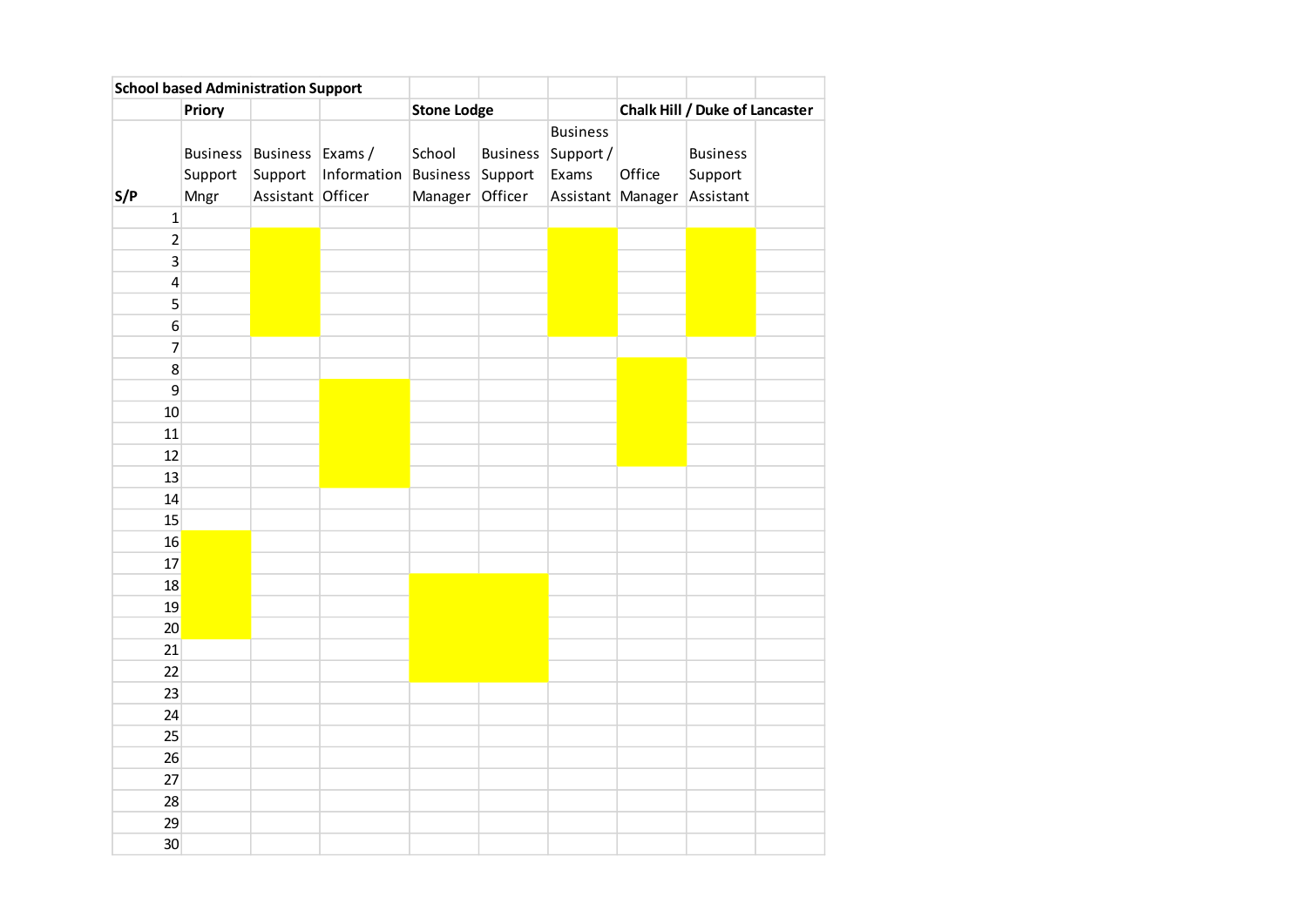| School based Administration Support | | | | | | | | | |
|---|---|---|---|---|---|---|---|---|---|
| | **Priory** | | | **Stone Lodge** | | | **Chalk Hill / Duke of Lancaster** | | |
| **S/P** | Business Support Mngr | Business Support Assistant | Exams / Information Officer | School Business Manager | Business Support Officer | Business Support / Exams Assistant | Office Manager | Business Support Assistant | |
| 1 | | | | | | | | | |
| 2 | | | | | | | | | |
| 3 | | | | | | | | | |
| 4 | | | | | | | | | |
| 5 | | | | | | | | | |
| 6 | | | | | | | | | |
| 7 | | | | | | | | | |
| 8 | | | | | | | | | |
| 9 | | | | | | | | | |
| 10 | | | | | | | | | |
| 11 | | | | | | | | | |
| 12 | | | | | | | | | |
| 13 | | | | | | | | | |
| 14 | | | | | | | | | |
| 15 | | | | | | | | | |
| 16 | | | | | | | | | |
| 17 | | | | | | | | | |
| 18 | | | | | | | | | |
| 19 | | | | | | | | | |
| 20 | | | | | | | | | |
| 21 | | | | | | | | | |
| 22 | | | | | | | | | |
| 23 | | | | | | | | | |
| 24 | | | | | | | | | |
| 25 | | | | | | | | | |
| 26 | | | | | | | | | |
| 27 | | | | | | | | | |
| 28 | | | | | | | | | |
| 29 | | | | | | | | | |
| 30 | | | | | | | | | |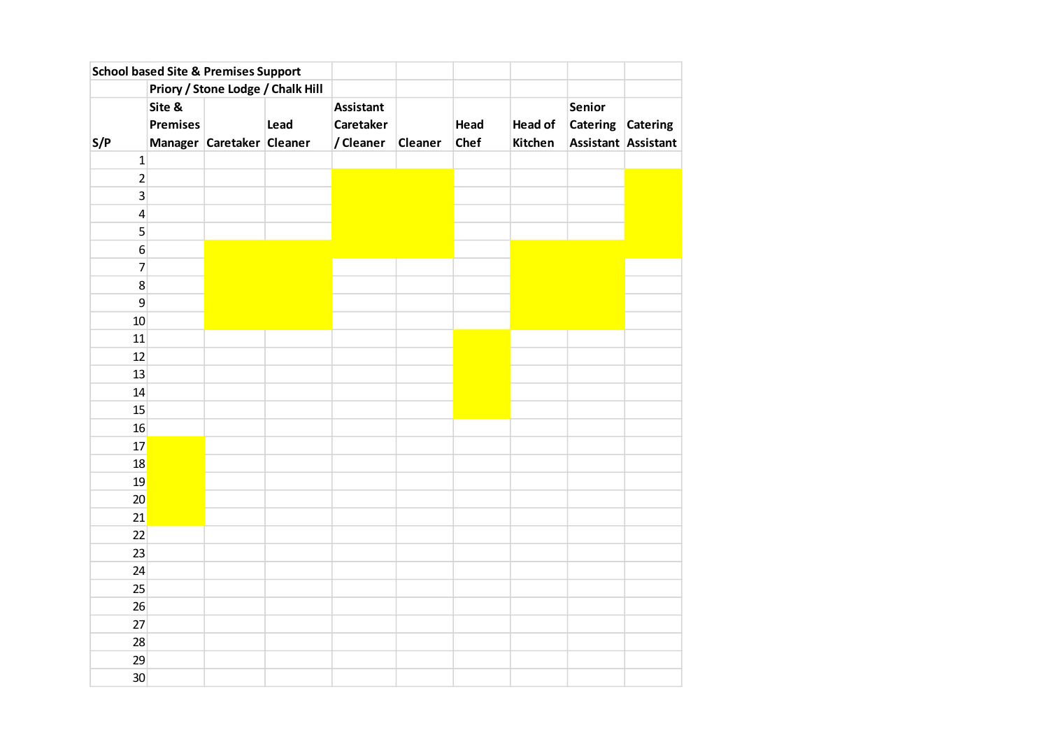| School based Site & Premises Support | | | | | | | | | |
|---|---|---|---|---|---|---|---|---|---|
| | Priory / Stone Lodge / Chalk Hill | | | | | | | | |
| S/P | Site & Premises Manager | Caretaker | Lead Cleaner | Assistant Caretaker / Cleaner | Cleaner | Head Chef | Head of Kitchen | Senior Catering Assistant | Catering Assistant |
| 1 | | | | | | | | | |
| 2 | | | | | | | | | |
| 3 | | | | | | | | | |
| 4 | | | | | | | | | |
| 5 | | | | | | | | | |
| 6 | | | | | | | | | |
| 7 | | | | | | | | | |
| 8 | | | | | | | | | |
| 9 | | | | | | | | | |
| 10 | | | | | | | | | |
| 11 | | | | | | | | | |
| 12 | | | | | | | | | |
| 13 | | | | | | | | | |
| 14 | | | | | | | | | |
| 15 | | | | | | | | | |
| 16 | | | | | | | | | |
| 17 | | | | | | | | | |
| 18 | | | | | | | | | |
| 19 | | | | | | | | | |
| 20 | | | | | | | | | |
| 21 | | | | | | | | | |
| 22 | | | | | | | | | |
| 23 | | | | | | | | | |
| 24 | | | | | | | | | |
| 25 | | | | | | | | | |
| 26 | | | | | | | | | |
| 27 | | | | | | | | | |
| 28 | | | | | | | | | |
| 29 | | | | | | | | | |
| 30 | | | | | | | | | |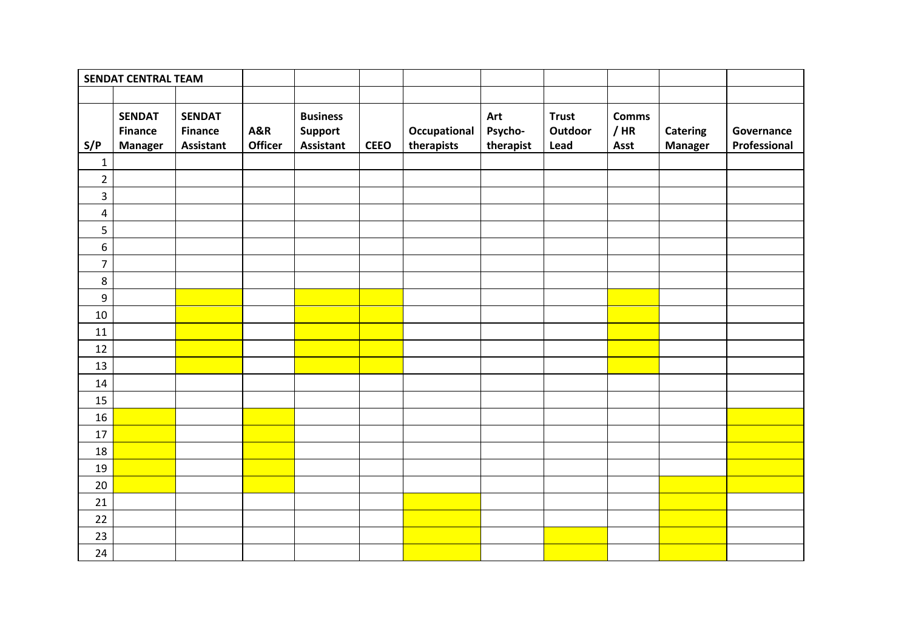| SENDAT CENTRAL TEAM | | | | | | | | | | | |
|---|---|---|---|---|---|---|---|---|---|---|---|
| | | | | | | | | | | | |
| S/P | SENDAT Finance Manager | SENDAT Finance Assistant | A&R Officer | Business Support Assistant | CEEO | Occupational therapists | Art Psycho-therapist | Trust Outdoor Lead | Comms / HR Asst | Catering Manager | Governance Professional |
| 1 | | | | | | | | | | | |
| 2 | | | | | | | | | | | |
| 3 | | | | | | | | | | | |
| 4 | | | | | | | | | | | |
| 5 | | | | | | | | | | | |
| 6 | | | | | | | | | | | |
| 7 | | | | | | | | | | | |
| 8 | | | | | | | | | | | |
| 9 | | | | | | | | | | | |
| 10 | | | | | | | | | | | |
| 11 | | | | | | | | | | | |
| 12 | | | | | | | | | | | |
| 13 | | | | | | | | | | | |
| 14 | | | | | | | | | | | |
| 15 | | | | | | | | | | | |
| 16 | | | | | | | | | | | |
| 17 | | | | | | | | | | | |
| 18 | | | | | | | | | | | |
| 19 | | | | | | | | | | | |
| 20 | | | | | | | | | | | |
| 21 | | | | | | | | | | | |
| 22 | | | | | | | | | | | |
| 23 | | | | | | | | | | | |
| 24 | | | | | | | | | | | |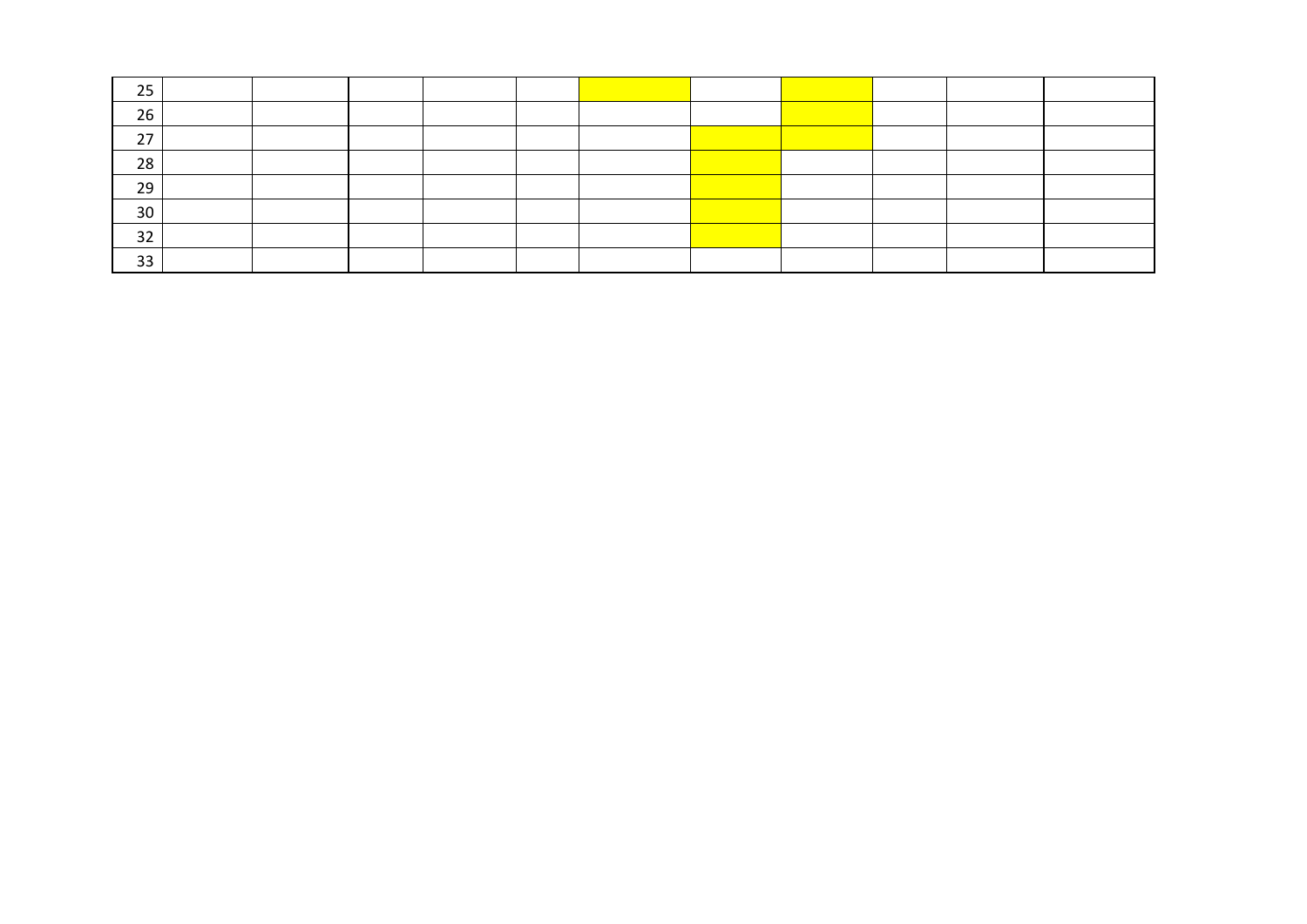| 25 | | | | | | | | | | | |
|---|---|---|---|---|---|---|---|---|---|---|---|
| 26 | | | | | | | | | | | |
| 27 | | | | | | | | | | | |
| 28 | | | | | | | | | | | |
| 29 | | | | | | | | | | | |
| 30 | | | | | | | | | | | |
| 32 | | | | | | | | | | | |
| 33 | | | | | | | | | | | |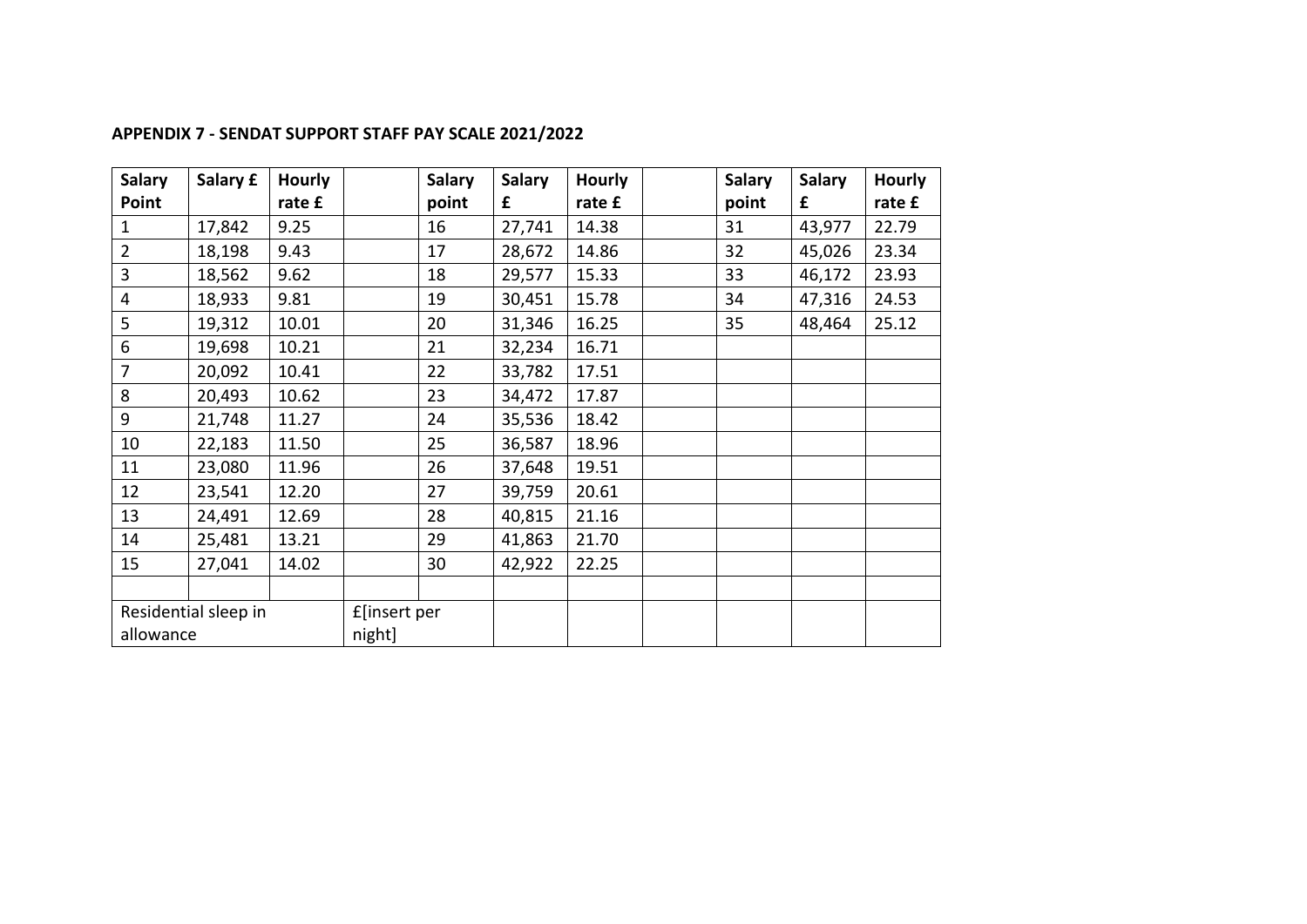**APPENDIX 7 - SENDAT SUPPORT STAFF PAY SCALE 2021/2022**

| Salary Point | Salary £ | Hourly rate £ | | Salary point | Salary £ | Hourly rate £ | | Salary point | Salary £ | Hourly rate £ |
|---|---|---|---|---|---|---|---|---|---|---|
| 1 | 17,842 | 9.25 | | 16 | 27,741 | 14.38 | | 31 | 43,977 | 22.79 |
| 2 | 18,198 | 9.43 | | 17 | 28,672 | 14.86 | | 32 | 45,026 | 23.34 |
| 3 | 18,562 | 9.62 | | 18 | 29,577 | 15.33 | | 33 | 46,172 | 23.93 |
| 4 | 18,933 | 9.81 | | 19 | 30,451 | 15.78 | | 34 | 47,316 | 24.53 |
| 5 | 19,312 | 10.01 | | 20 | 31,346 | 16.25 | | 35 | 48,464 | 25.12 |
| 6 | 19,698 | 10.21 | | 21 | 32,234 | 16.71 | | | | |
| 7 | 20,092 | 10.41 | | 22 | 33,782 | 17.51 | | | | |
| 8 | 20,493 | 10.62 | | 23 | 34,472 | 17.87 | | | | |
| 9 | 21,748 | 11.27 | | 24 | 35,536 | 18.42 | | | | |
| 10 | 22,183 | 11.50 | | 25 | 36,587 | 18.96 | | | | |
| 11 | 23,080 | 11.96 | | 26 | 37,648 | 19.51 | | | | |
| 12 | 23,541 | 12.20 | | 27 | 39,759 | 20.61 | | | | |
| 13 | 24,491 | 12.69 | | 28 | 40,815 | 21.16 | | | | |
| 14 | 25,481 | 13.21 | | 29 | 41,863 | 21.70 | | | | |
| 15 | 27,041 | 14.02 | | 30 | 42,922 | 22.25 | | | | |
| | | | | | | | | | | |
| Residential sleep in allowance | | | £[insert per night] | | | | | | | |